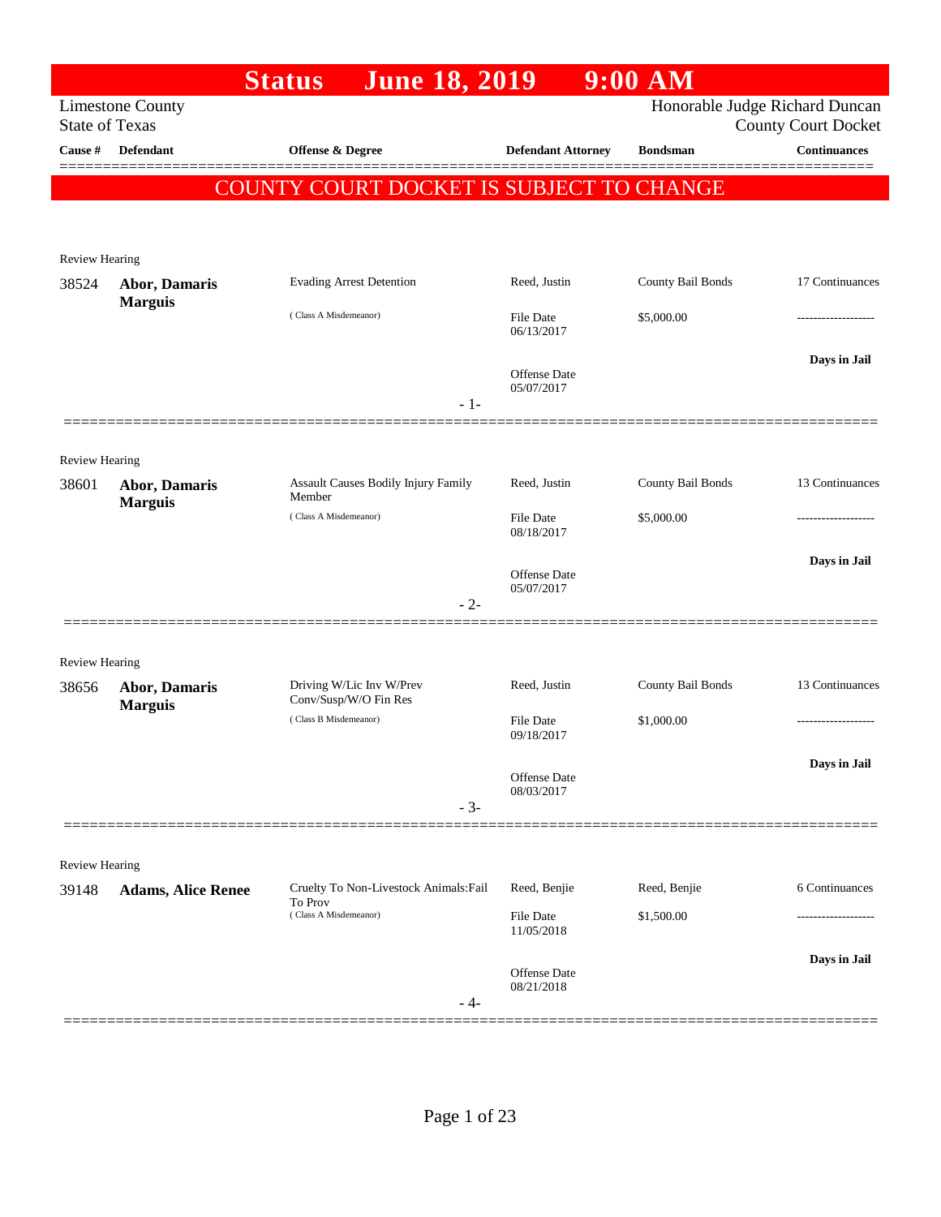# Status June 18, 2019 9:00 AM

Limestone County
State of Texas

Honorable Judge Richard Duncan
County Court Docket

| Cause # | Defendant | Offense & Degree | Defendant Attorney | Bondsman | Continuances |
|---|---|---|---|---|---|

**COUNTY COURT DOCKET IS SUBJECT TO CHANGE**

Review Hearing

| Cause # | Defendant | Offense & Degree | Defendant Attorney | Bondsman | Continuances |
|---|---|---|---|---|---|
| 38524 | **Abor, Damaris Marguis** | Evading Arrest Detention (Class A Misdemeanor) | Reed, Justin | County Bail Bonds | 17 Continuances |
| | | | File Date 06/13/2017 | $5,000.00 | ------------------- |
| | | | Offense Date 05/07/2017 | | **Days in Jail** |

- 1-

Review Hearing

| Cause # | Defendant | Offense & Degree | Defendant Attorney | Bondsman | Continuances |
|---|---|---|---|---|---|
| 38601 | **Abor, Damaris Marguis** | Assault Causes Bodily Injury Family Member (Class A Misdemeanor) | Reed, Justin | County Bail Bonds | 13 Continuances |
| | | | File Date 08/18/2017 | $5,000.00 | ------------------- |
| | | | Offense Date 05/07/2017 | | **Days in Jail** |

- 2-

Review Hearing

| Cause # | Defendant | Offense & Degree | Defendant Attorney | Bondsman | Continuances |
|---|---|---|---|---|---|
| 38656 | **Abor, Damaris Marguis** | Driving W/Lic Inv W/Prev Conv/Susp/W/O Fin Res (Class B Misdemeanor) | Reed, Justin | County Bail Bonds | 13 Continuances |
| | | | File Date 09/18/2017 | $1,000.00 | ------------------- |
| | | | Offense Date 08/03/2017 | | **Days in Jail** |

- 3-

Review Hearing

| Cause # | Defendant | Offense & Degree | Defendant Attorney | Bondsman | Continuances |
|---|---|---|---|---|---|
| 39148 | **Adams, Alice Renee** | Cruelty To Non-Livestock Animals:Fail To Prov (Class A Misdemeanor) | Reed, Benjie | Reed, Benjie | 6 Continuances |
| | | | File Date 11/05/2018 | $1,500.00 | ------------------- |
| | | | Offense Date 08/21/2018 | | **Days in Jail** |

- 4-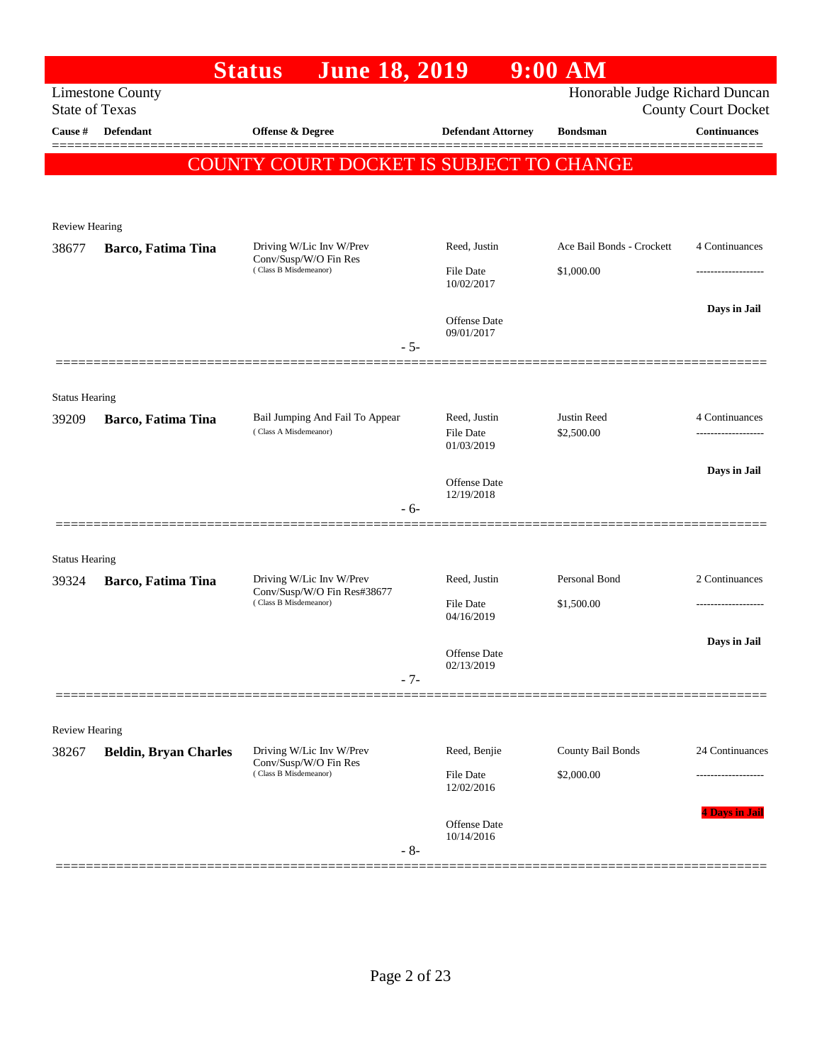# Status June 18, 2019 9:00 AM

Limestone County
State of Texas

Honorable Judge Richard Duncan
County Court Docket

**COUNTY COURT DOCKET IS SUBJECT TO CHANGE**

| Cause # | Defendant | Offense & Degree | Defendant Attorney | Bondsman | Continuances |
|---|---|---|---|---|---|
| Review Hearing | | | | | |
| 38677 | **Barco, Fatima Tina** | Driving W/Lic Inv W/Prev Conv/Susp/W/O Fin Res (Class B Misdemeanor) | Reed, Justin | Ace Bail Bonds - Crockett | 4 Continuances |
| | | | File Date 10/02/2017 | $1,000.00 | ------------------- |
| | | | Offense Date 09/01/2017 | | **Days in Jail** |
| | | - 5- | | | |
| Status Hearing | | | | | |
| 39209 | **Barco, Fatima Tina** | Bail Jumping And Fail To Appear (Class A Misdemeanor) | Reed, Justin | Justin Reed | 4 Continuances |
| | | | File Date 01/03/2019 | $2,500.00 | ------------------- |
| | | | Offense Date 12/19/2018 | | **Days in Jail** |
| | | - 6- | | | |
| Status Hearing | | | | | |
| 39324 | **Barco, Fatima Tina** | Driving W/Lic Inv W/Prev Conv/Susp/W/O Fin Res#38677 (Class B Misdemeanor) | Reed, Justin | Personal Bond | 2 Continuances |
| | | | File Date 04/16/2019 | $1,500.00 | ------------------- |
| | | | Offense Date 02/13/2019 | | **Days in Jail** |
| | | - 7- | | | |
| Review Hearing | | | | | |
| 38267 | **Beldin, Bryan Charles** | Driving W/Lic Inv W/Prev Conv/Susp/W/O Fin Res (Class B Misdemeanor) | Reed, Benjie | County Bail Bonds | 24 Continuances |
| | | | File Date 12/02/2016 | $2,000.00 | ------------------- |
| | | | Offense Date 10/14/2016 | | **4 Days in Jail** |
| | | - 8- | | | |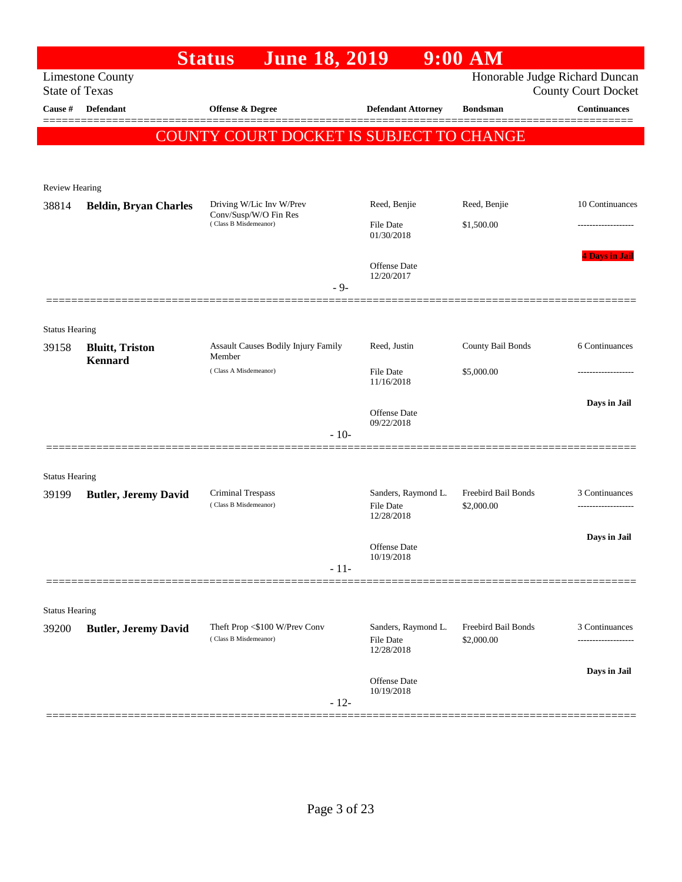# Status June 18, 2019 9:00 AM

Limestone County
State of Texas

Honorable Judge Richard Duncan
County Court Docket

| Cause # | Defendant | Offense & Degree | Defendant Attorney | Bondsman | Continuances |
|---|---|---|---|---|---|

**COUNTY COURT DOCKET IS SUBJECT TO CHANGE**

Review Hearing

| Cause # | Defendant | Offense & Degree | Defendant Attorney | Bondsman | Continuances |
|---|---|---|---|---|---|
| 38814 | **Beldin, Bryan Charles** | Driving W/Lic Inv W/Prev Conv/Susp/W/O Fin Res (Class B Misdemeanor) | Reed, Benjie | Reed, Benjie | 10 Continuances |
| | | | File Date 01/30/2018 | $1,500.00 | ------------------- |
| | | | Offense Date 12/20/2017 | | 4 Days in Jail |

- 9-

Status Hearing

| Cause # | Defendant | Offense & Degree | Defendant Attorney | Bondsman | Continuances |
|---|---|---|---|---|---|
| 39158 | **Bluitt, Triston Kennard** | Assault Causes Bodily Injury Family Member (Class A Misdemeanor) | Reed, Justin | County Bail Bonds | 6 Continuances |
| | | | File Date 11/16/2018 | $5,000.00 | ------------------- |
| | | | Offense Date 09/22/2018 | | Days in Jail |

- 10-

Status Hearing

| Cause # | Defendant | Offense & Degree | Defendant Attorney | Bondsman | Continuances |
|---|---|---|---|---|---|
| 39199 | **Butler, Jeremy David** | Criminal Trespass (Class B Misdemeanor) | Sanders, Raymond L. | Freebird Bail Bonds | 3 Continuances |
| | | | File Date 12/28/2018 | $2,000.00 | ------------------- |
| | | | Offense Date 10/19/2018 | | Days in Jail |

- 11-

Status Hearing

| Cause # | Defendant | Offense & Degree | Defendant Attorney | Bondsman | Continuances |
|---|---|---|---|---|---|
| 39200 | **Butler, Jeremy David** | Theft Prop <$100 W/Prev Conv (Class B Misdemeanor) | Sanders, Raymond L. | Freebird Bail Bonds | 3 Continuances |
| | | | File Date 12/28/2018 | $2,000.00 | ------------------- |
| | | | Offense Date 10/19/2018 | | Days in Jail |

- 12-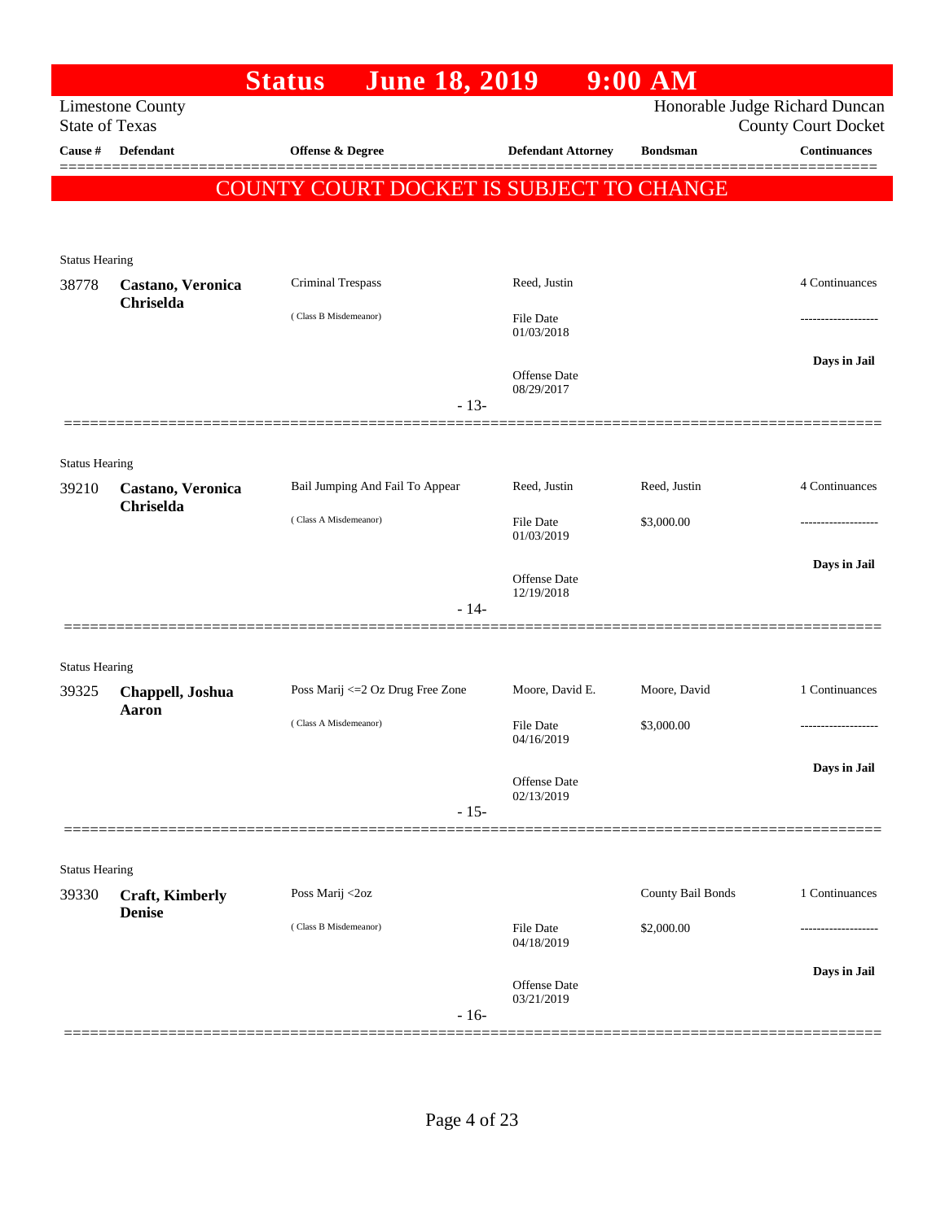# Status June 18, 2019 9:00 AM

Limestone County
State of Texas

Honorable Judge Richard Duncan
County Court Docket

**COUNTY COURT DOCKET IS SUBJECT TO CHANGE**

| Cause # | Defendant | Offense & Degree | Defendant Attorney | Bondsman | Continuances |
|---|---|---|---|---|---|
| Status Hearing | | | | | |
| 38778 | **Castano, Veronica Chriselda** | Criminal Trespass (Class B Misdemeanor) | Reed, Justin<br>File Date 01/03/2018<br>Offense Date 08/29/2017 | | 4 Continuances<br>-------------------<br>**Days in Jail** |
| | | - 13- | | | |
| Status Hearing | | | | | |
| 39210 | **Castano, Veronica Chriselda** | Bail Jumping And Fail To Appear (Class A Misdemeanor) | Reed, Justin<br>File Date 01/03/2019<br>Offense Date 12/19/2018 | Reed, Justin<br>$3,000.00 | 4 Continuances<br>-------------------<br>**Days in Jail** |
| | | - 14- | | | |
| Status Hearing | | | | | |
| 39325 | **Chappell, Joshua Aaron** | Poss Marij <=2 Oz Drug Free Zone (Class A Misdemeanor) | Moore, David E.<br>File Date 04/16/2019<br>Offense Date 02/13/2019 | Moore, David<br>$3,000.00 | 1 Continuances<br>-------------------<br>**Days in Jail** |
| | | - 15- | | | |
| Status Hearing | | | | | |
| 39330 | **Craft, Kimberly Denise** | Poss Marij <2oz (Class B Misdemeanor) | File Date 04/18/2019<br>Offense Date 03/21/2019 | County Bail Bonds<br>$2,000.00 | 1 Continuances<br>-------------------<br>**Days in Jail** |
| | | - 16- | | | |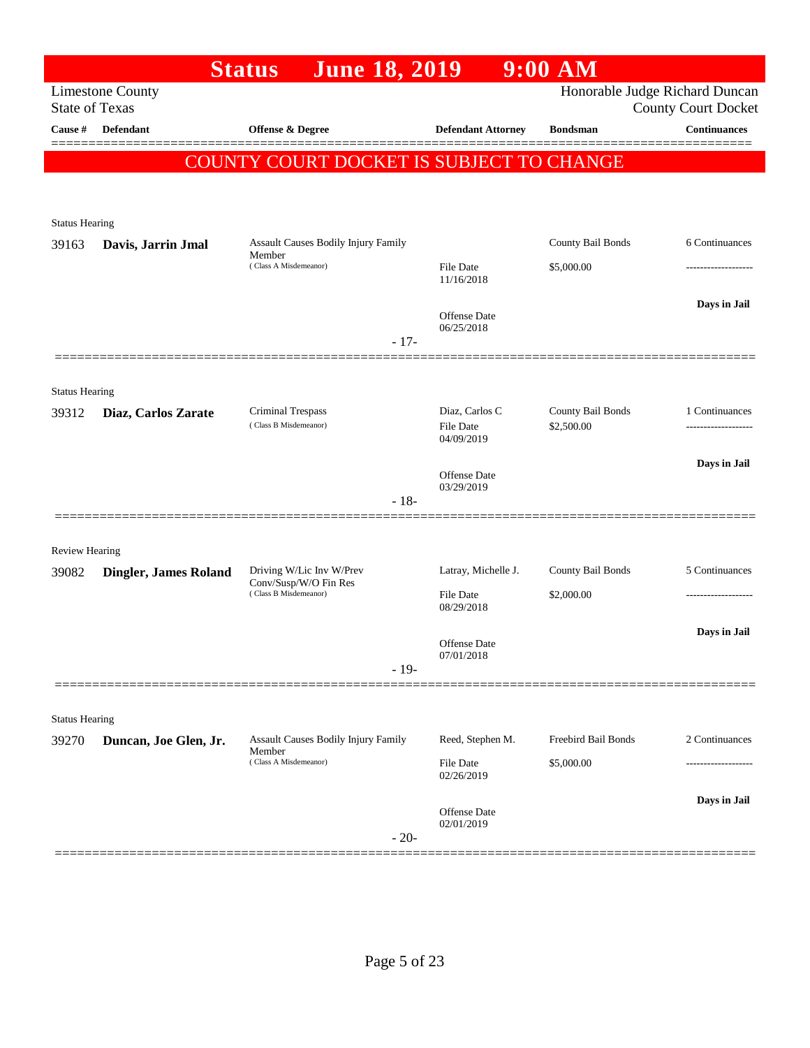# Status June 18, 2019 9:00 AM

Limestone County
State of Texas

Honorable Judge Richard Duncan
County Court Docket

| Cause # | Defendant | Offense & Degree | Defendant Attorney | Bondsman | Continuances |
|---|---|---|---|---|---|

**COUNTY COURT DOCKET IS SUBJECT TO CHANGE**

---

Status Hearing

| Cause # | Defendant | Offense & Degree | Defendant Attorney | Bondsman | Continuances |
|---|---|---|---|---|---|
| 39163 | **Davis, Jarrin Jmal** | Assault Causes Bodily Injury Family Member (Class A Misdemeanor) | | County Bail Bonds | 6 Continuances |
| | | | File Date 11/16/2018 | $5,000.00 | ------------------- |
| | | | Offense Date 06/25/2018 | | **Days in Jail** |

- 17-

---

Status Hearing

| Cause # | Defendant | Offense & Degree | Defendant Attorney | Bondsman | Continuances |
|---|---|---|---|---|---|
| 39312 | **Diaz, Carlos Zarate** | Criminal Trespass (Class B Misdemeanor) | Diaz, Carlos C | County Bail Bonds | 1 Continuances |
| | | | File Date 04/09/2019 | $2,500.00 | ------------------- |
| | | | Offense Date 03/29/2019 | | **Days in Jail** |

- 18-

---

Review Hearing

| Cause # | Defendant | Offense & Degree | Defendant Attorney | Bondsman | Continuances |
|---|---|---|---|---|---|
| 39082 | **Dingler, James Roland** | Driving W/Lic Inv W/Prev Conv/Susp/W/O Fin Res (Class B Misdemeanor) | Latray, Michelle J. | County Bail Bonds | 5 Continuances |
| | | | File Date 08/29/2018 | $2,000.00 | ------------------- |
| | | | Offense Date 07/01/2018 | | **Days in Jail** |

- 19-

---

Status Hearing

| Cause # | Defendant | Offense & Degree | Defendant Attorney | Bondsman | Continuances |
|---|---|---|---|---|---|
| 39270 | **Duncan, Joe Glen, Jr.** | Assault Causes Bodily Injury Family Member (Class A Misdemeanor) | Reed, Stephen M. | Freebird Bail Bonds | 2 Continuances |
| | | | File Date 02/26/2019 | $5,000.00 | ------------------- |
| | | | Offense Date 02/01/2019 | | **Days in Jail** |

- 20-

---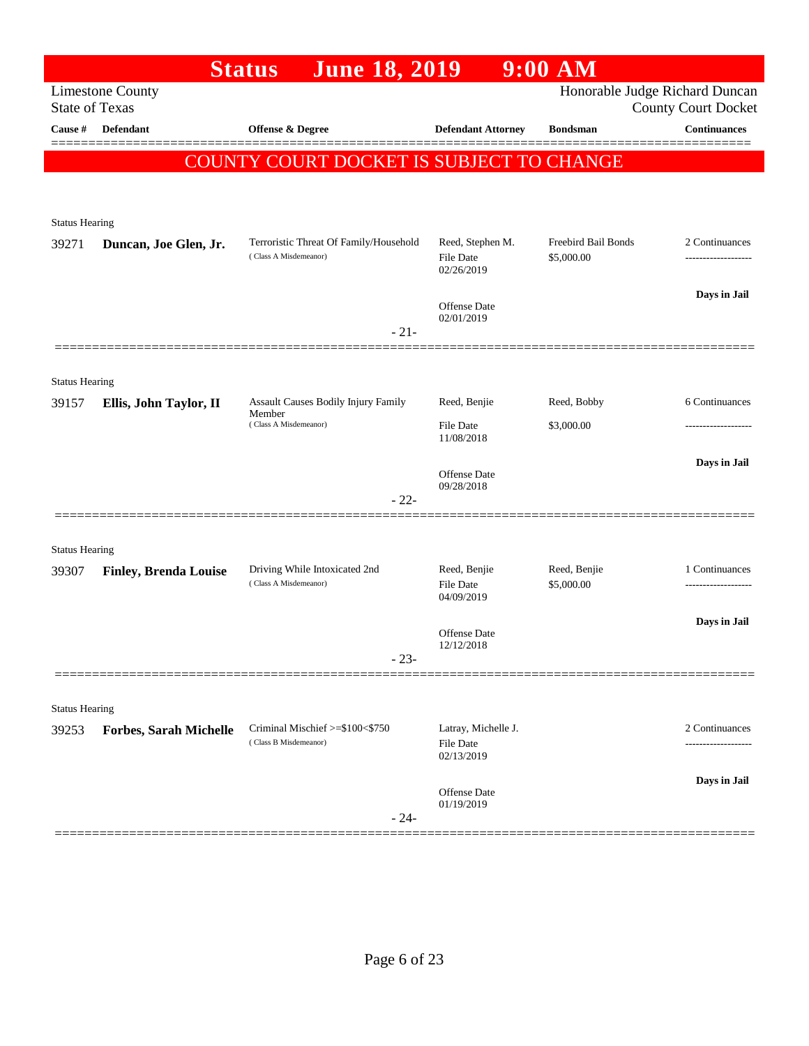# Status June 18, 2019 9:00 AM

Limestone County
State of Texas

Honorable Judge Richard Duncan
County Court Docket

**COUNTY COURT DOCKET IS SUBJECT TO CHANGE**

| Cause # | Defendant | Offense & Degree | Defendant Attorney | Bondsman | Continuances |
|---|---|---|---|---|---|
| Status Hearing | | | | | |
| 39271 | **Duncan, Joe Glen, Jr.** | Terroristic Threat Of Family/Household (Class A Misdemeanor) | Reed, Stephen M. File Date 02/26/2019 Offense Date 02/01/2019 | Freebird Bail Bonds $5,000.00 | 2 Continuances ------------------- **Days in Jail** |
| | | - 21- | | | |
| Status Hearing | | | | | |
| 39157 | **Ellis, John Taylor, II** | Assault Causes Bodily Injury Family Member (Class A Misdemeanor) | Reed, Benjie File Date 11/08/2018 Offense Date 09/28/2018 | Reed, Bobby $3,000.00 | 6 Continuances ------------------- **Days in Jail** |
| | | - 22- | | | |
| Status Hearing | | | | | |
| 39307 | **Finley, Brenda Louise** | Driving While Intoxicated 2nd (Class A Misdemeanor) | Reed, Benjie File Date 04/09/2019 Offense Date 12/12/2018 | Reed, Benjie $5,000.00 | 1 Continuances ------------------- **Days in Jail** |
| | | - 23- | | | |
| Status Hearing | | | | | |
| 39253 | **Forbes, Sarah Michelle** | Criminal Mischief >=$100<$750 (Class B Misdemeanor) | Latray, Michelle J. File Date 02/13/2019 Offense Date 01/19/2019 | | 2 Continuances ------------------- **Days in Jail** |
| | | - 24- | | | |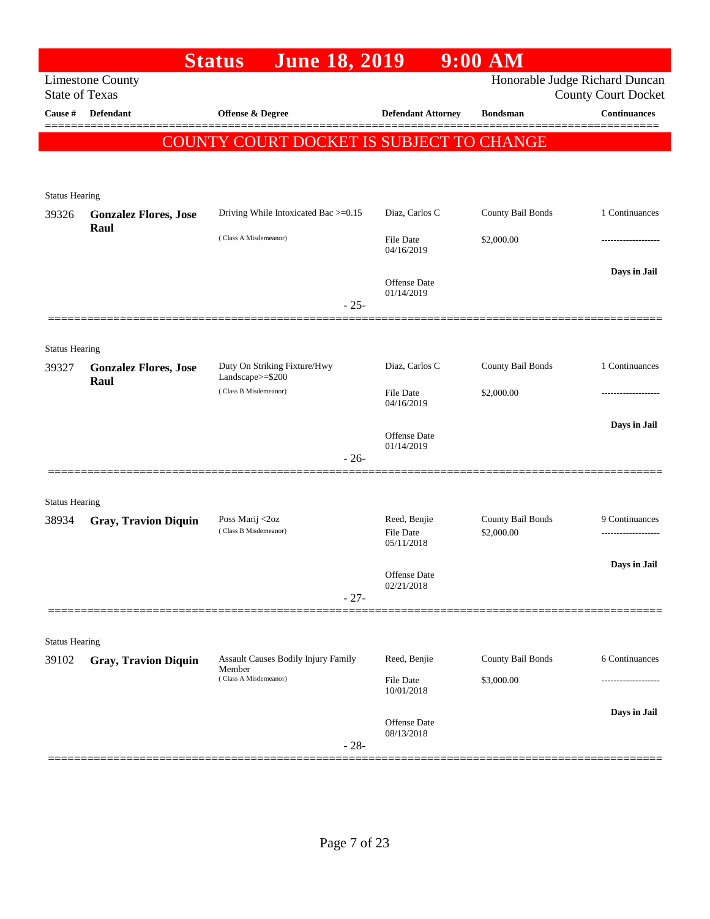# Status June 18, 2019 9:00 AM

Limestone County
State of Texas

Honorable Judge Richard Duncan
County Court Docket

| Cause # | Defendant | Offense & Degree | Defendant Attorney | Bondsman | Continuances |
|---|---|---|---|---|---|

**COUNTY COURT DOCKET IS SUBJECT TO CHANGE**

Status Hearing

| Cause # | Defendant | Offense & Degree | Defendant Attorney | Bondsman | Continuances |
|---|---|---|---|---|---|
| 39326 | **Gonzalez Flores, Jose Raul** | Driving While Intoxicated Bac >=0.15 (Class A Misdemeanor) | Diaz, Carlos C | County Bail Bonds | 1 Continuances |
| | | | File Date 04/16/2019 | $2,000.00 | ------------------- |
| | | | Offense Date 01/14/2019 | | **Days in Jail** |
| | | - 25- | | | |

Status Hearing

| Cause # | Defendant | Offense & Degree | Defendant Attorney | Bondsman | Continuances |
|---|---|---|---|---|---|
| 39327 | **Gonzalez Flores, Jose Raul** | Duty On Striking Fixture/Hwy Landscape>=$200 (Class B Misdemeanor) | Diaz, Carlos C | County Bail Bonds | 1 Continuances |
| | | | File Date 04/16/2019 | $2,000.00 | ------------------- |
| | | | Offense Date 01/14/2019 | | **Days in Jail** |
| | | - 26- | | | |

Status Hearing

| Cause # | Defendant | Offense & Degree | Defendant Attorney | Bondsman | Continuances |
|---|---|---|---|---|---|
| 38934 | **Gray, Travion Diquin** | Poss Marij <2oz (Class B Misdemeanor) | Reed, Benjie | County Bail Bonds | 9 Continuances |
| | | | File Date 05/11/2018 | $2,000.00 | ------------------- |
| | | | Offense Date 02/21/2018 | | **Days in Jail** |
| | | - 27- | | | |

Status Hearing

| Cause # | Defendant | Offense & Degree | Defendant Attorney | Bondsman | Continuances |
|---|---|---|---|---|---|
| 39102 | **Gray, Travion Diquin** | Assault Causes Bodily Injury Family Member (Class A Misdemeanor) | Reed, Benjie | County Bail Bonds | 6 Continuances |
| | | | File Date 10/01/2018 | $3,000.00 | ------------------- |
| | | | Offense Date 08/13/2018 | | **Days in Jail** |
| | | - 28- | | | |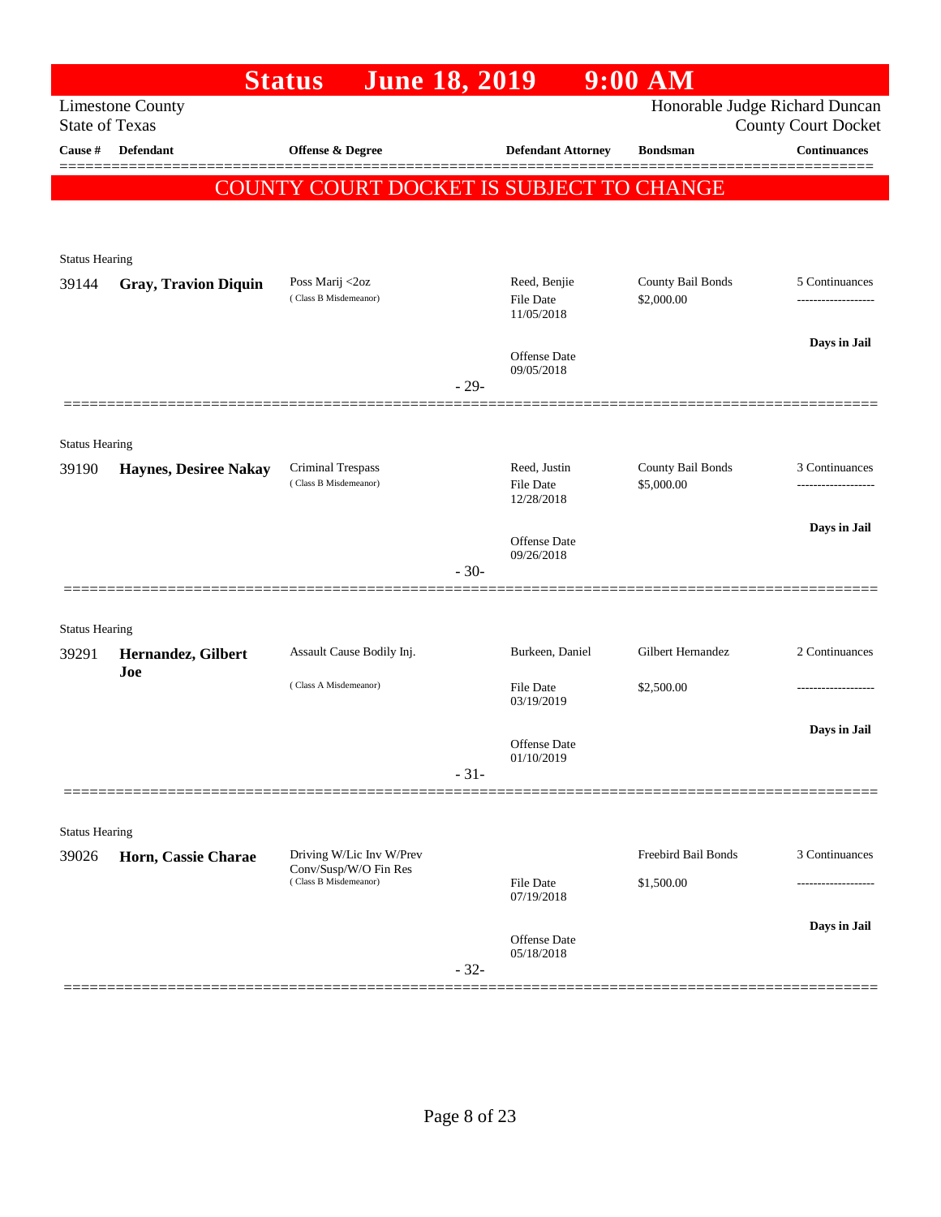# Status June 18, 2019 9:00 AM

Limestone County
State of Texas

Honorable Judge Richard Duncan
County Court Docket

**COUNTY COURT DOCKET IS SUBJECT TO CHANGE**

| Cause # | Defendant | Offense & Degree | Defendant Attorney | Bondsman | Continuances |
|---|---|---|---|---|---|
| Status Hearing | | | | | |
| 39144 | **Gray, Travion Diquin** | Poss Marij <2oz (Class B Misdemeanor) | Reed, Benjie<br>File Date 11/05/2018<br>Offense Date 09/05/2018 | County Bail Bonds<br>$2,000.00 | 5 Continuances<br>-------------------<br>**Days in Jail** |
| | | | - 29- | | |
| Status Hearing | | | | | |
| 39190 | **Haynes, Desiree Nakay** | Criminal Trespass (Class B Misdemeanor) | Reed, Justin<br>File Date 12/28/2018<br>Offense Date 09/26/2018 | County Bail Bonds<br>$5,000.00 | 3 Continuances<br>-------------------<br>**Days in Jail** |
| | | | - 30- | | |
| Status Hearing | | | | | |
| 39291 | **Hernandez, Gilbert Joe** | Assault Cause Bodily Inj. (Class A Misdemeanor) | Burkeen, Daniel<br>File Date 03/19/2019<br>Offense Date 01/10/2019 | Gilbert Hernandez<br>$2,500.00 | 2 Continuances<br>-------------------<br>**Days in Jail** |
| | | | - 31- | | |
| Status Hearing | | | | | |
| 39026 | **Horn, Cassie Charae** | Driving W/Lic Inv W/Prev Conv/Susp/W/O Fin Res (Class B Misdemeanor) | File Date 07/19/2018<br>Offense Date 05/18/2018 | Freebird Bail Bonds<br>$1,500.00 | 3 Continuances<br>-------------------<br>**Days in Jail** |
| | | | - 32- | | |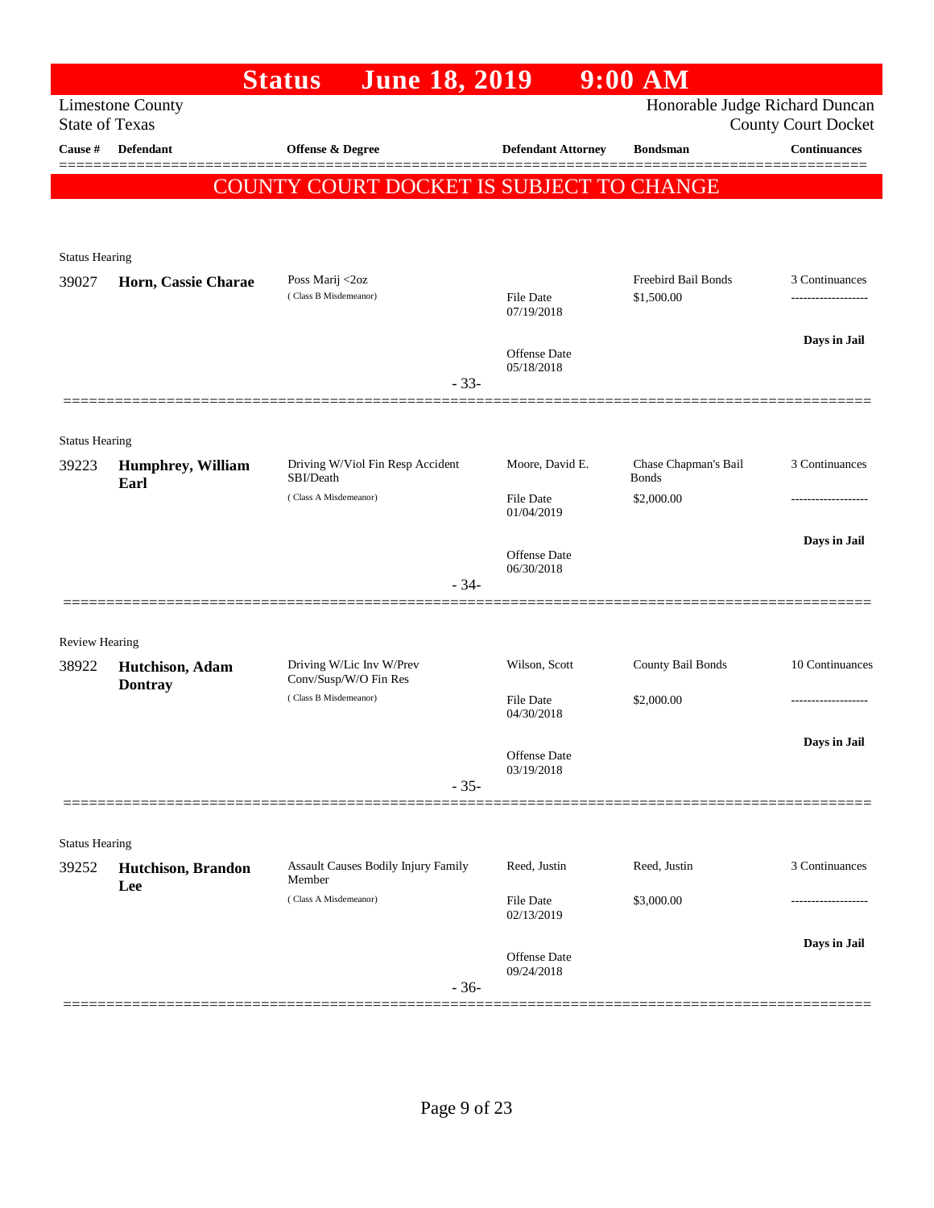# Status June 18, 2019 9:00 AM

Limestone County
State of Texas

Honorable Judge Richard Duncan
County Court Docket

| Cause # | Defendant | Offense & Degree | Defendant Attorney | Bondsman | Continuances |
|---|---|---|---|---|---|

**COUNTY COURT DOCKET IS SUBJECT TO CHANGE**

Status Hearing

| Cause # | Defendant | Offense & Degree | Defendant Attorney | Bondsman | Continuances |
|---|---|---|---|---|---|
| 39027 | **Horn, Cassie Charae** | Poss Marij <2oz (Class B Misdemeanor) | File Date 07/19/2018; Offense Date 05/18/2018 | Freebird Bail Bonds $1,500.00 | 3 Continuances; Days in Jail |

- 33-

Status Hearing

| Cause # | Defendant | Offense & Degree | Defendant Attorney | Bondsman | Continuances |
|---|---|---|---|---|---|
| 39223 | **Humphrey, William Earl** | Driving W/Viol Fin Resp Accident SBI/Death (Class A Misdemeanor) | Moore, David E.; File Date 01/04/2019; Offense Date 06/30/2018 | Chase Chapman's Bail Bonds $2,000.00 | 3 Continuances; Days in Jail |

- 34-

Review Hearing

| Cause # | Defendant | Offense & Degree | Defendant Attorney | Bondsman | Continuances |
|---|---|---|---|---|---|
| 38922 | **Hutchison, Adam Dontray** | Driving W/Lic Inv W/Prev Conv/Susp/W/O Fin Res (Class B Misdemeanor) | Wilson, Scott; File Date 04/30/2018; Offense Date 03/19/2018 | County Bail Bonds $2,000.00 | 10 Continuances; Days in Jail |

- 35-

Status Hearing

| Cause # | Defendant | Offense & Degree | Defendant Attorney | Bondsman | Continuances |
|---|---|---|---|---|---|
| 39252 | **Hutchison, Brandon Lee** | Assault Causes Bodily Injury Family Member (Class A Misdemeanor) | Reed, Justin; File Date 02/13/2019; Offense Date 09/24/2018 | Reed, Justin $3,000.00 | 3 Continuances; Days in Jail |

- 36-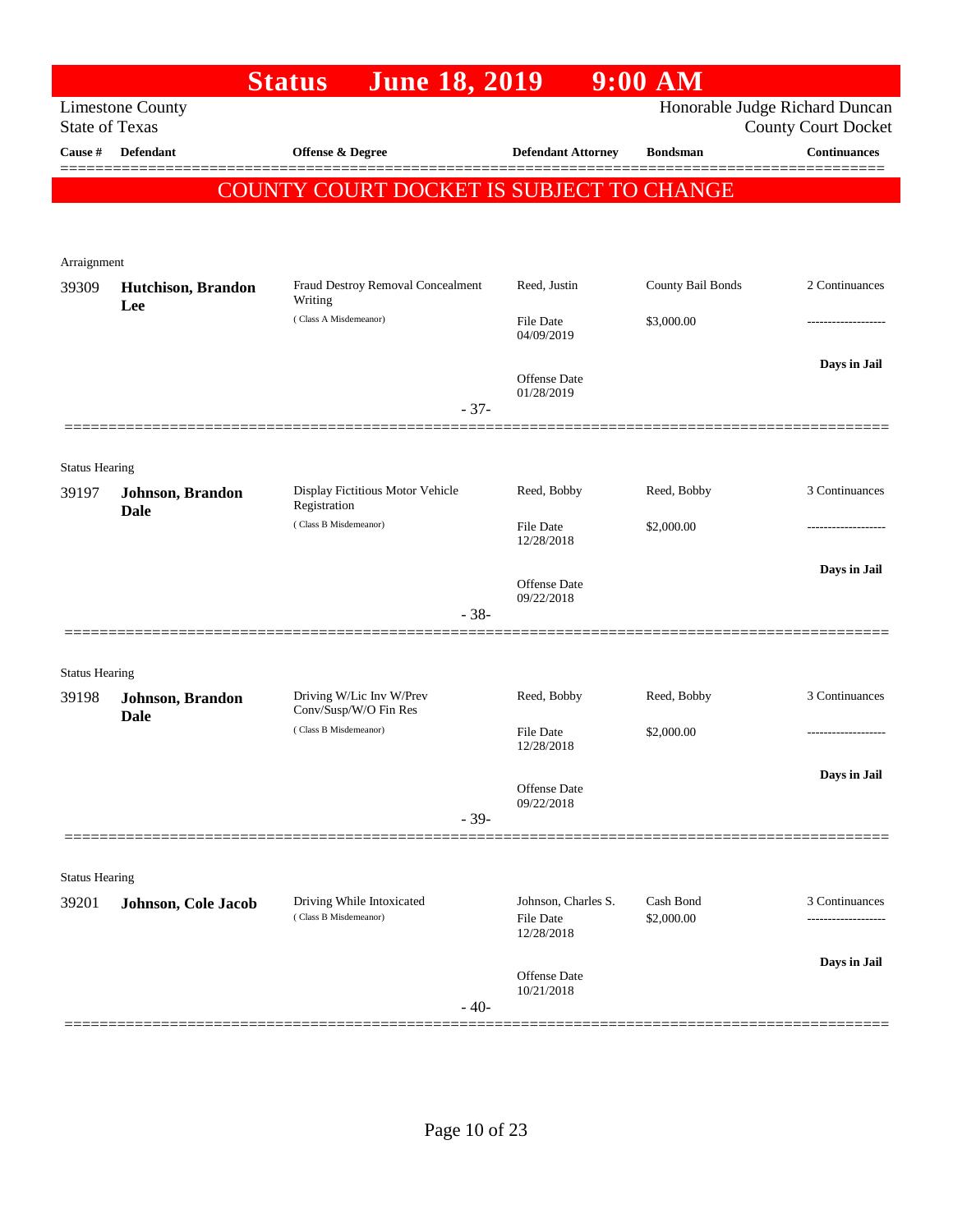# Status June 18, 2019 9:00 AM

Limestone County
State of Texas

Honorable Judge Richard Duncan
County Court Docket

**COUNTY COURT DOCKET IS SUBJECT TO CHANGE**

| Cause # | Defendant | Offense & Degree | Defendant Attorney | Bondsman | Continuances |
|---|---|---|---|---|---|
| **Arraignment** | | | | | |
| 39309 | **Hutchison, Brandon Lee** | Fraud Destroy Removal Concealment Writing (Class A Misdemeanor) | Reed, Justin<br>File Date 04/09/2019<br>Offense Date 01/28/2019 | County Bail Bonds<br>$3,000.00 | 2 Continuances<br>-------------------<br>**Days in Jail** |
| | | - 37- | | | |
| **Status Hearing** | | | | | |
| 39197 | **Johnson, Brandon Dale** | Display Fictitious Motor Vehicle Registration (Class B Misdemeanor) | Reed, Bobby<br>File Date 12/28/2018<br>Offense Date 09/22/2018 | Reed, Bobby<br>$2,000.00 | 3 Continuances<br>-------------------<br>**Days in Jail** |
| | | - 38- | | | |
| **Status Hearing** | | | | | |
| 39198 | **Johnson, Brandon Dale** | Driving W/Lic Inv W/Prev Conv/Susp/W/O Fin Res (Class B Misdemeanor) | Reed, Bobby<br>File Date 12/28/2018<br>Offense Date 09/22/2018 | Reed, Bobby<br>$2,000.00 | 3 Continuances<br>-------------------<br>**Days in Jail** |
| | | - 39- | | | |
| **Status Hearing** | | | | | |
| 39201 | **Johnson, Cole Jacob** | Driving While Intoxicated (Class B Misdemeanor) | Johnson, Charles S.<br>File Date 12/28/2018<br>Offense Date 10/21/2018 | Cash Bond<br>$2,000.00 | 3 Continuances<br>-------------------<br>**Days in Jail** |
| | | - 40- | | | |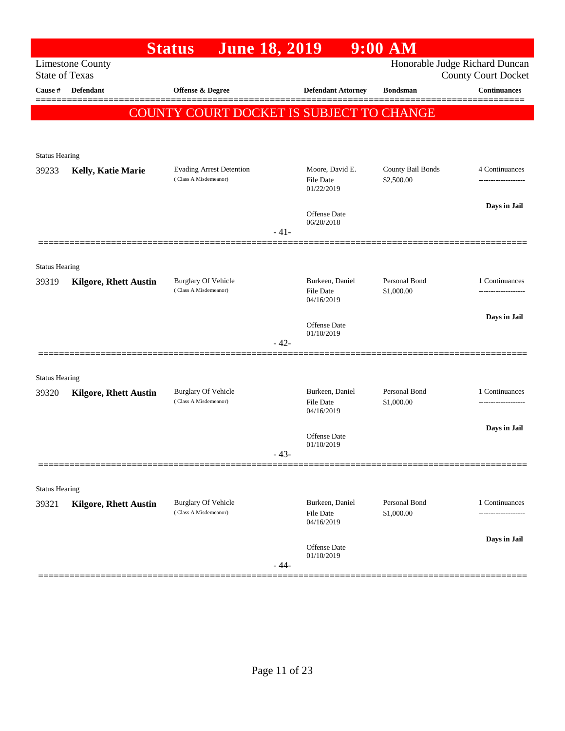# Status June 18, 2019 9:00 AM

Limestone County
State of Texas

Honorable Judge Richard Duncan
County Court Docket

| Cause # | Defendant | Offense & Degree | Defendant Attorney | Bondsman | Continuances |
|---|---|---|---|---|---|

**COUNTY COURT DOCKET IS SUBJECT TO CHANGE**

Status Hearing

| Cause # | Defendant | Offense & Degree | Defendant Attorney | Bondsman | Continuances |
|---|---|---|---|---|---|
| 39233 | **Kelly, Katie Marie** | Evading Arrest Detention (Class A Misdemeanor) | Moore, David E. File Date 01/22/2019 Offense Date 06/20/2018 | County Bail Bonds $2,500.00 | 4 Continuances ------------------- **Days in Jail** |

- 41-

Status Hearing

| Cause # | Defendant | Offense & Degree | Defendant Attorney | Bondsman | Continuances |
|---|---|---|---|---|---|
| 39319 | **Kilgore, Rhett Austin** | Burglary Of Vehicle (Class A Misdemeanor) | Burkeen, Daniel File Date 04/16/2019 Offense Date 01/10/2019 | Personal Bond $1,000.00 | 1 Continuances ------------------- **Days in Jail** |

- 42-

Status Hearing

| Cause # | Defendant | Offense & Degree | Defendant Attorney | Bondsman | Continuances |
|---|---|---|---|---|---|
| 39320 | **Kilgore, Rhett Austin** | Burglary Of Vehicle (Class A Misdemeanor) | Burkeen, Daniel File Date 04/16/2019 Offense Date 01/10/2019 | Personal Bond $1,000.00 | 1 Continuances ------------------- **Days in Jail** |

- 43-

Status Hearing

| Cause # | Defendant | Offense & Degree | Defendant Attorney | Bondsman | Continuances |
|---|---|---|---|---|---|
| 39321 | **Kilgore, Rhett Austin** | Burglary Of Vehicle (Class A Misdemeanor) | Burkeen, Daniel File Date 04/16/2019 Offense Date 01/10/2019 | Personal Bond $1,000.00 | 1 Continuances ------------------- **Days in Jail** |

- 44-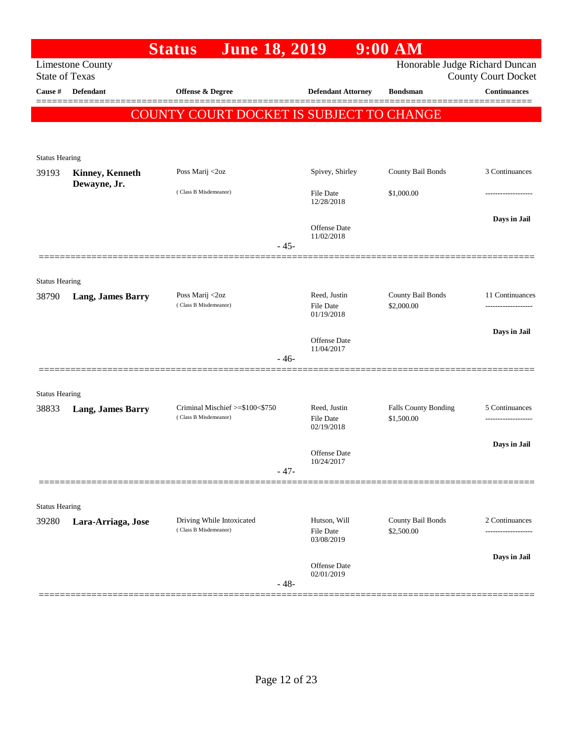# Status June 18, 2019 9:00 AM

Limestone County
State of Texas

Honorable Judge Richard Duncan
County Court Docket

| Cause # | Defendant | Offense & Degree | Defendant Attorney | Bondsman | Continuances |
|---|---|---|---|---|---|

**COUNTY COURT DOCKET IS SUBJECT TO CHANGE**

Status Hearing

| Cause # | Defendant | Offense & Degree | Defendant Attorney | Bondsman | Continuances |
|---|---|---|---|---|---|
| 39193 | **Kinney, Kenneth Dewayne, Jr.** | Poss Marij <2oz ( Class B Misdemeanor) | Spivey, Shirley<br>File Date 12/28/2018<br>Offense Date 11/02/2018 | County Bail Bonds<br>$1,000.00 | 3 Continuances<br>-------------------<br>**Days in Jail** |

- 45-

Status Hearing

| Cause # | Defendant | Offense & Degree | Defendant Attorney | Bondsman | Continuances |
|---|---|---|---|---|---|
| 38790 | **Lang, James Barry** | Poss Marij <2oz ( Class B Misdemeanor) | Reed, Justin<br>File Date 01/19/2018<br>Offense Date 11/04/2017 | County Bail Bonds<br>$2,000.00 | 11 Continuances<br>-------------------<br>**Days in Jail** |

- 46-

Status Hearing

| Cause # | Defendant | Offense & Degree | Defendant Attorney | Bondsman | Continuances |
|---|---|---|---|---|---|
| 38833 | **Lang, James Barry** | Criminal Mischief >=$100<$750 ( Class B Misdemeanor) | Reed, Justin<br>File Date 02/19/2018<br>Offense Date 10/24/2017 | Falls County Bonding<br>$1,500.00 | 5 Continuances<br>-------------------<br>**Days in Jail** |

- 47-

Status Hearing

| Cause # | Defendant | Offense & Degree | Defendant Attorney | Bondsman | Continuances |
|---|---|---|---|---|---|
| 39280 | **Lara-Arriaga, Jose** | Driving While Intoxicated ( Class B Misdemeanor) | Hutson, Will<br>File Date 03/08/2019<br>Offense Date 02/01/2019 | County Bail Bonds<br>$2,500.00 | 2 Continuances<br>-------------------<br>**Days in Jail** |

- 48-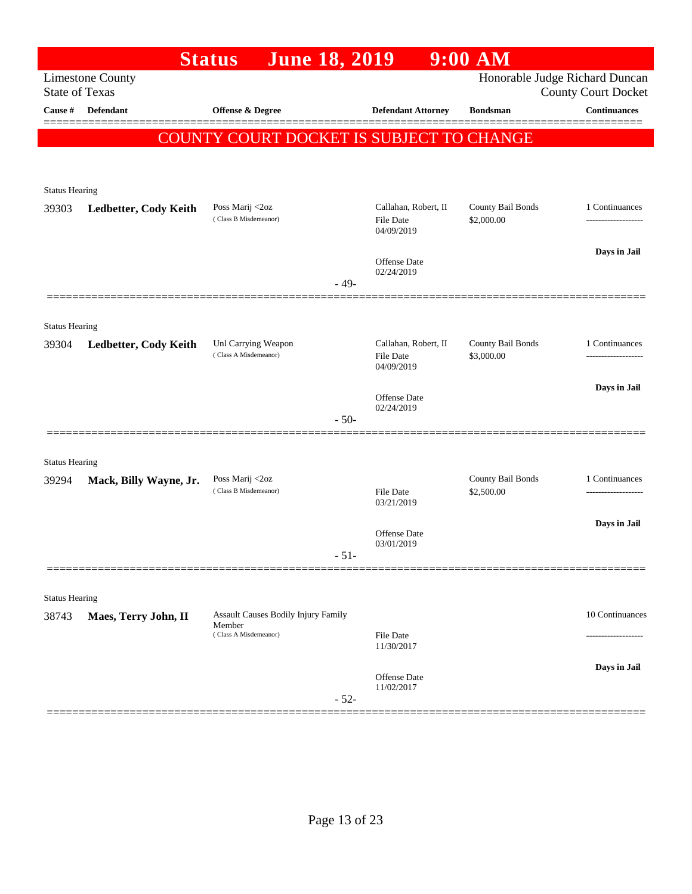# Status June 18, 2019 9:00 AM

Limestone County
State of Texas

Honorable Judge Richard Duncan
County Court Docket

| Cause # | Defendant | Offense & Degree | Defendant Attorney | Bondsman | Continuances |
|---|---|---|---|---|---|

**COUNTY COURT DOCKET IS SUBJECT TO CHANGE**

---

Status Hearing

| Cause # | Defendant | Offense & Degree | Defendant Attorney | Bondsman | Continuances |
|---|---|---|---|---|---|
| 39303 | **Ledbetter, Cody Keith** | Poss Marij <2oz (Class B Misdemeanor) | Callahan, Robert, II<br>File Date 04/09/2019<br>Offense Date 02/24/2019 | County Bail Bonds<br>$2,000.00 | 1 Continuances<br>**Days in Jail** |

- 49-

---

Status Hearing

| Cause # | Defendant | Offense & Degree | Defendant Attorney | Bondsman | Continuances |
|---|---|---|---|---|---|
| 39304 | **Ledbetter, Cody Keith** | Unl Carrying Weapon (Class A Misdemeanor) | Callahan, Robert, II<br>File Date 04/09/2019<br>Offense Date 02/24/2019 | County Bail Bonds<br>$3,000.00 | 1 Continuances<br>**Days in Jail** |

- 50-

---

Status Hearing

| Cause # | Defendant | Offense & Degree | Defendant Attorney | Bondsman | Continuances |
|---|---|---|---|---|---|
| 39294 | **Mack, Billy Wayne, Jr.** | Poss Marij <2oz (Class B Misdemeanor) | File Date 03/21/2019<br>Offense Date 03/01/2019 | County Bail Bonds<br>$2,500.00 | 1 Continuances<br>**Days in Jail** |

- 51-

---

Status Hearing

| Cause # | Defendant | Offense & Degree | Defendant Attorney | Bondsman | Continuances |
|---|---|---|---|---|---|
| 38743 | **Maes, Terry John, II** | Assault Causes Bodily Injury Family Member (Class A Misdemeanor) | File Date 11/30/2017<br>Offense Date 11/02/2017 | | 10 Continuances<br>**Days in Jail** |

- 52-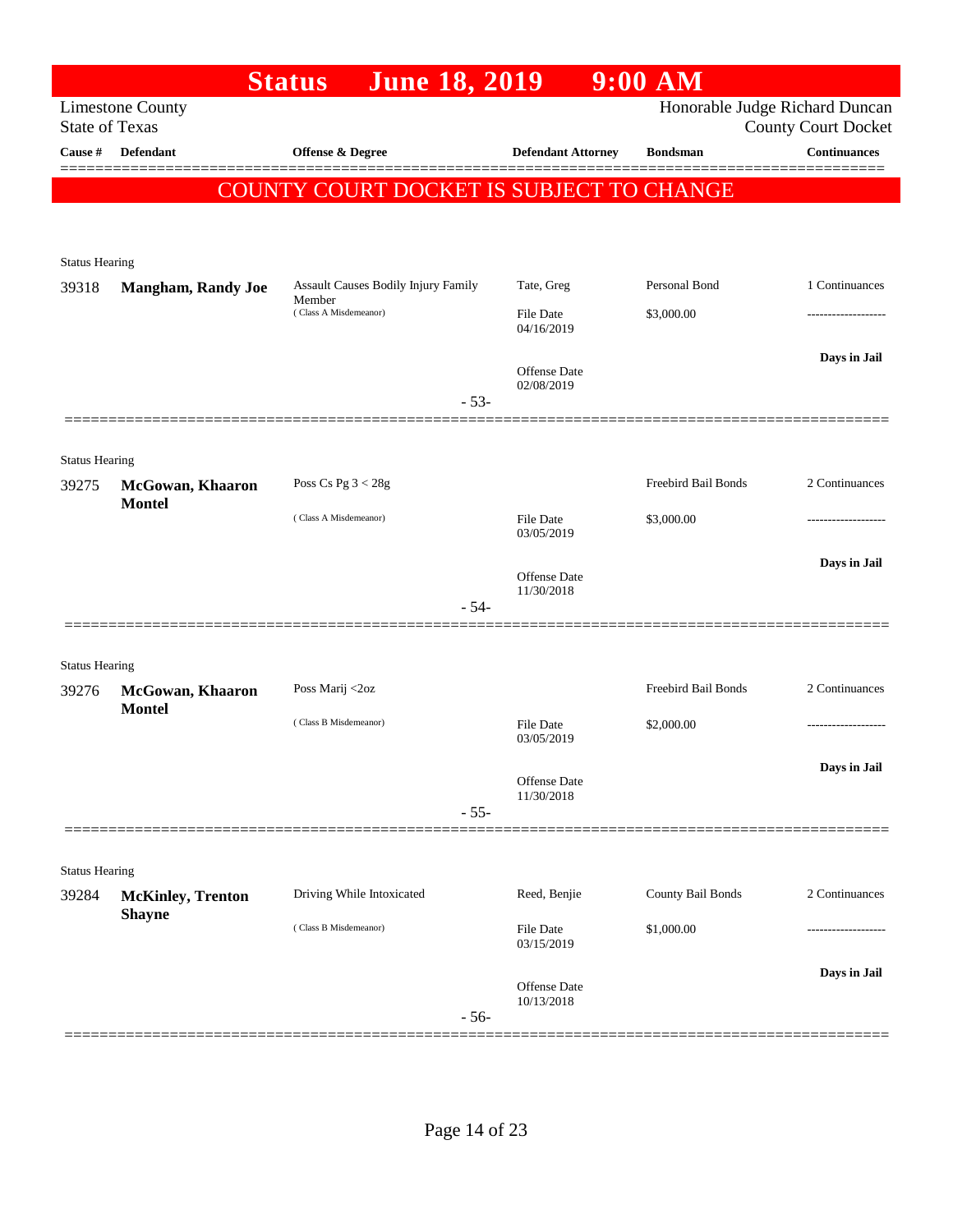# Status June 18, 2019 9:00 AM

Limestone County
State of Texas

Honorable Judge Richard Duncan
County Court Docket

| Cause # | Defendant | Offense & Degree | Defendant Attorney | Bondsman | Continuances |
|---|---|---|---|---|---|

**COUNTY COURT DOCKET IS SUBJECT TO CHANGE**

Status Hearing

| Cause # | Defendant | Offense & Degree | Defendant Attorney | Bondsman | Continuances |
|---|---|---|---|---|---|
| 39318 | **Mangham, Randy Joe** | Assault Causes Bodily Injury Family Member (Class A Misdemeanor) | Tate, Greg | Personal Bond | 1 Continuances |
| | | | File Date 04/16/2019 | $3,000.00 | ------------------- |
| | | | Offense Date 02/08/2019 | | **Days in Jail** |

- 53-

Status Hearing

| Cause # | Defendant | Offense & Degree | Defendant Attorney | Bondsman | Continuances |
|---|---|---|---|---|---|
| 39275 | **McGowan, Khaaron Montel** | Poss Cs Pg 3 < 28g (Class A Misdemeanor) | | Freebird Bail Bonds | 2 Continuances |
| | | | File Date 03/05/2019 | $3,000.00 | ------------------- |
| | | | Offense Date 11/30/2018 | | **Days in Jail** |

- 54-

Status Hearing

| Cause # | Defendant | Offense & Degree | Defendant Attorney | Bondsman | Continuances |
|---|---|---|---|---|---|
| 39276 | **McGowan, Khaaron Montel** | Poss Marij <2oz (Class B Misdemeanor) | | Freebird Bail Bonds | 2 Continuances |
| | | | File Date 03/05/2019 | $2,000.00 | ------------------- |
| | | | Offense Date 11/30/2018 | | **Days in Jail** |

- 55-

Status Hearing

| Cause # | Defendant | Offense & Degree | Defendant Attorney | Bondsman | Continuances |
|---|---|---|---|---|---|
| 39284 | **McKinley, Trenton Shayne** | Driving While Intoxicated (Class B Misdemeanor) | Reed, Benjie | County Bail Bonds | 2 Continuances |
| | | | File Date 03/15/2019 | $1,000.00 | ------------------- |
| | | | Offense Date 10/13/2018 | | **Days in Jail** |

- 56-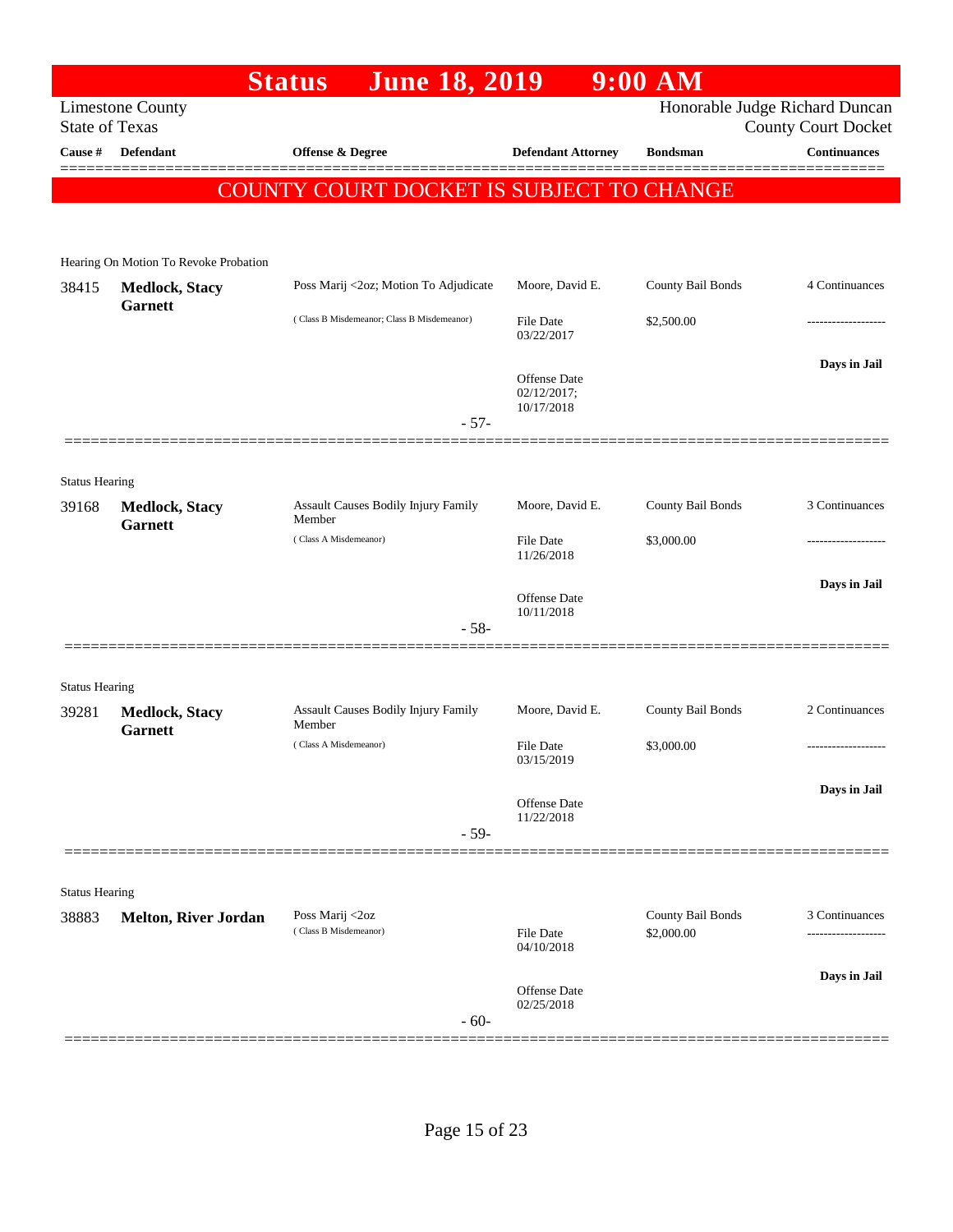# Status June 18, 2019 9:00 AM

Limestone County
State of Texas

Honorable Judge Richard Duncan
County Court Docket

| Cause # | Defendant | Offense & Degree | Defendant Attorney | Bondsman | Continuances |
|---|---|---|---|---|---|

**COUNTY COURT DOCKET IS SUBJECT TO CHANGE**

Hearing On Motion To Revoke Probation

| Cause # | Defendant | Offense & Degree | Defendant Attorney | Bondsman | Continuances |
|---|---|---|---|---|---|
| 38415 | **Medlock, Stacy Garnett** | Poss Marij <2oz; Motion To Adjudicate ( Class B Misdemeanor; Class B Misdemeanor) | Moore, David E. | County Bail Bonds | 4 Continuances |
| | | | File Date 03/22/2017 | $2,500.00 | ------------------- |
| | | | Offense Date 02/12/2017; 10/17/2018 | | Days in Jail |
| | | - 57- | | | |

Status Hearing

| Cause # | Defendant | Offense & Degree | Defendant Attorney | Bondsman | Continuances |
|---|---|---|---|---|---|
| 39168 | **Medlock, Stacy Garnett** | Assault Causes Bodily Injury Family Member ( Class A Misdemeanor) | Moore, David E. | County Bail Bonds | 3 Continuances |
| | | | File Date 11/26/2018 | $3,000.00 | ------------------- |
| | | | Offense Date 10/11/2018 | | Days in Jail |
| | | - 58- | | | |

Status Hearing

| Cause # | Defendant | Offense & Degree | Defendant Attorney | Bondsman | Continuances |
|---|---|---|---|---|---|
| 39281 | **Medlock, Stacy Garnett** | Assault Causes Bodily Injury Family Member ( Class A Misdemeanor) | Moore, David E. | County Bail Bonds | 2 Continuances |
| | | | File Date 03/15/2019 | $3,000.00 | ------------------- |
| | | | Offense Date 11/22/2018 | | Days in Jail |
| | | - 59- | | | |

Status Hearing

| Cause # | Defendant | Offense & Degree | Defendant Attorney | Bondsman | Continuances |
|---|---|---|---|---|---|
| 38883 | **Melton, River Jordan** | Poss Marij <2oz ( Class B Misdemeanor) | | County Bail Bonds | 3 Continuances |
| | | | File Date 04/10/2018 | $2,000.00 | ------------------- |
| | | | Offense Date 02/25/2018 | | Days in Jail |
| | | - 60- | | | |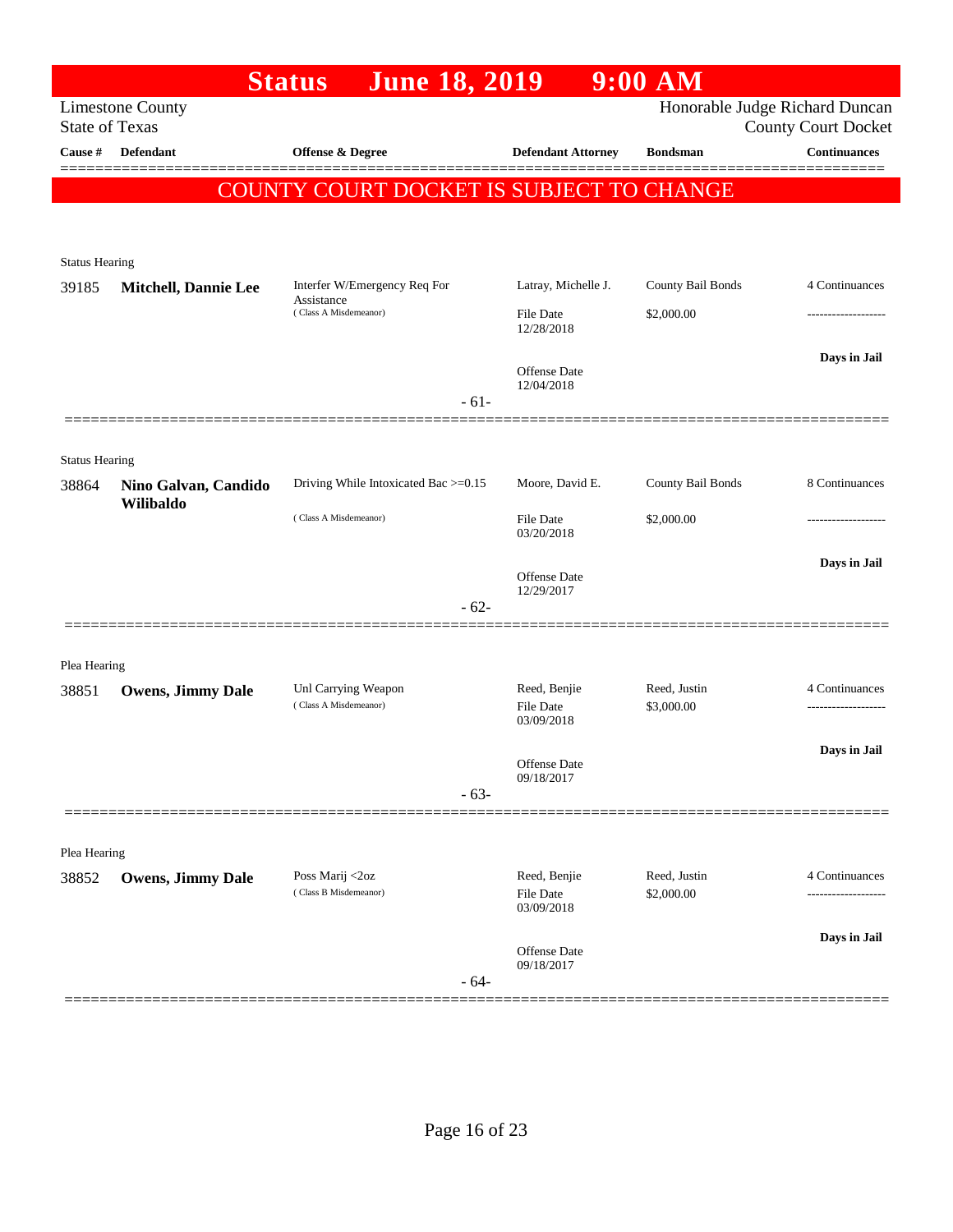# Status June 18, 2019 9:00 AM

Limestone County
State of Texas

Honorable Judge Richard Duncan
County Court Docket

| Cause # | Defendant | Offense & Degree | Defendant Attorney | Bondsman | Continuances |
|---|---|---|---|---|---|

**COUNTY COURT DOCKET IS SUBJECT TO CHANGE**

---

Status Hearing

| Cause # | Defendant | Offense & Degree | Defendant Attorney | Bondsman | Continuances |
|---|---|---|---|---|---|
| 39185 | **Mitchell, Dannie Lee** | Interfer W/Emergency Req For Assistance (Class A Misdemeanor) | Latray, Michelle J. | County Bail Bonds | 4 Continuances |
| | | | File Date 12/28/2018 | $2,000.00 | ------------------- |
| | | | Offense Date 12/04/2018 | | Days in Jail |

- 61-

---

Status Hearing

| Cause # | Defendant | Offense & Degree | Defendant Attorney | Bondsman | Continuances |
|---|---|---|---|---|---|
| 38864 | **Nino Galvan, Candido Wilibaldo** | Driving While Intoxicated Bac >=0.15 (Class A Misdemeanor) | Moore, David E. | County Bail Bonds | 8 Continuances |
| | | | File Date 03/20/2018 | $2,000.00 | ------------------- |
| | | | Offense Date 12/29/2017 | | Days in Jail |

- 62-

---

Plea Hearing

| Cause # | Defendant | Offense & Degree | Defendant Attorney | Bondsman | Continuances |
|---|---|---|---|---|---|
| 38851 | **Owens, Jimmy Dale** | Unl Carrying Weapon (Class A Misdemeanor) | Reed, Benjie | Reed, Justin | 4 Continuances |
| | | | File Date 03/09/2018 | $3,000.00 | ------------------- |
| | | | Offense Date 09/18/2017 | | Days in Jail |

- 63-

---

Plea Hearing

| Cause # | Defendant | Offense & Degree | Defendant Attorney | Bondsman | Continuances |
|---|---|---|---|---|---|
| 38852 | **Owens, Jimmy Dale** | Poss Marij <2oz (Class B Misdemeanor) | Reed, Benjie | Reed, Justin | 4 Continuances |
| | | | File Date 03/09/2018 | $2,000.00 | ------------------- |
| | | | Offense Date 09/18/2017 | | Days in Jail |

- 64-

---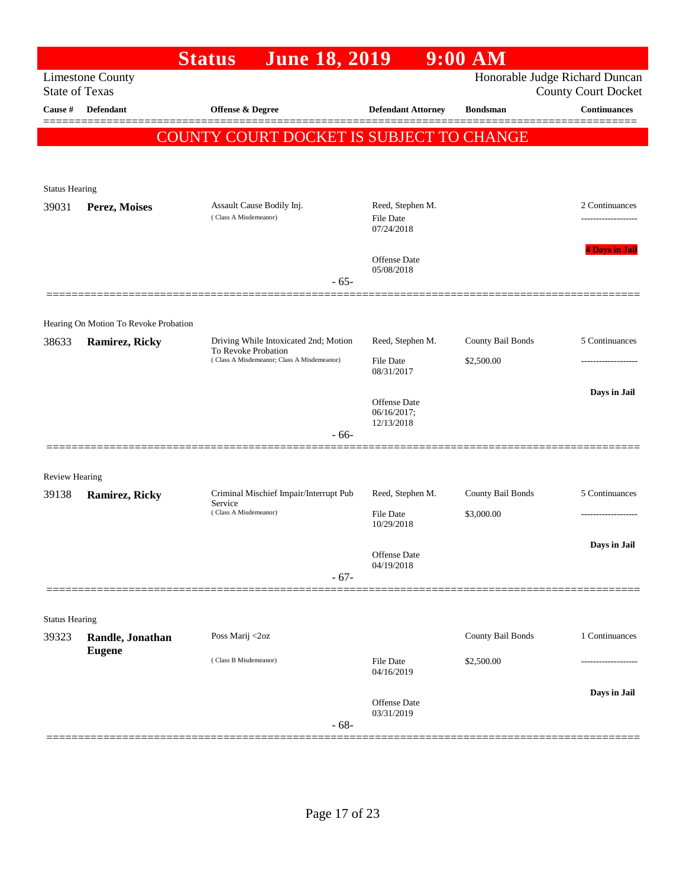# Status June 18, 2019 9:00 AM

Limestone County
State of Texas

Honorable Judge Richard Duncan
County Court Docket

| Cause # | Defendant | Offense & Degree | Defendant Attorney | Bondsman | Continuances |
|---|---|---|---|---|---|

## COUNTY COURT DOCKET IS SUBJECT TO CHANGE

**Status Hearing**

| Cause # | Defendant | Offense & Degree | Defendant Attorney | Bondsman | Continuances |
|---|---|---|---|---|---|
| 39031 | **Perez, Moises** | Assault Cause Bodily Inj. (Class A Misdemeanor) | Reed, Stephen M. File Date 07/24/2018 Offense Date 05/08/2018 | | 2 Continuances ------------------- 4 Days in Jail |

- 65-

**Hearing On Motion To Revoke Probation**

| Cause # | Defendant | Offense & Degree | Defendant Attorney | Bondsman | Continuances |
|---|---|---|---|---|---|
| 38633 | **Ramirez, Ricky** | Driving While Intoxicated 2nd; Motion To Revoke Probation (Class A Misdemeanor; Class A Misdemeanor) | Reed, Stephen M. File Date 08/31/2017 Offense Date 06/16/2017; 12/13/2018 | County Bail Bonds $2,500.00 | 5 Continuances ------------------- Days in Jail |

- 66-

**Review Hearing**

| Cause # | Defendant | Offense & Degree | Defendant Attorney | Bondsman | Continuances |
|---|---|---|---|---|---|
| 39138 | **Ramirez, Ricky** | Criminal Mischief Impair/Interrupt Pub Service (Class A Misdemeanor) | Reed, Stephen M. File Date 10/29/2018 Offense Date 04/19/2018 | County Bail Bonds $3,000.00 | 5 Continuances ------------------- Days in Jail |

- 67-

**Status Hearing**

| Cause # | Defendant | Offense & Degree | Defendant Attorney | Bondsman | Continuances |
|---|---|---|---|---|---|
| 39323 | **Randle, Jonathan Eugene** | Poss Marij <2oz (Class B Misdemeanor) | File Date 04/16/2019 Offense Date 03/31/2019 | County Bail Bonds $2,500.00 | 1 Continuances ------------------- Days in Jail |

- 68-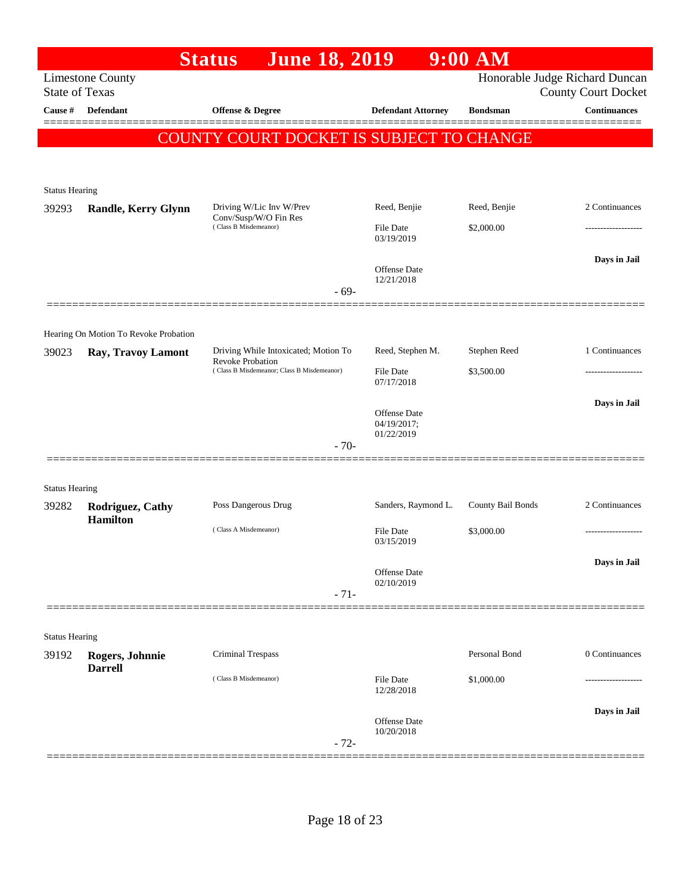# Status June 18, 2019 9:00 AM

Limestone County
State of Texas

Honorable Judge Richard Duncan
County Court Docket

| Cause # | Defendant | Offense & Degree | Defendant Attorney | Bondsman | Continuances |
|---|---|---|---|---|---|

**COUNTY COURT DOCKET IS SUBJECT TO CHANGE**

Status Hearing

| Cause # | Defendant | Offense & Degree | Defendant Attorney | Bondsman | Continuances |
|---|---|---|---|---|---|
| 39293 | **Randle, Kerry Glynn** | Driving W/Lic Inv W/Prev Conv/Susp/W/O Fin Res (Class B Misdemeanor) | Reed, Benjie | Reed, Benjie | 2 Continuances |
| | | | File Date 03/19/2019 | $2,000.00 | ------------------- |
| | | | Offense Date 12/21/2018 | | **Days in Jail** |

-69-

Hearing On Motion To Revoke Probation

| Cause # | Defendant | Offense & Degree | Defendant Attorney | Bondsman | Continuances |
|---|---|---|---|---|---|
| 39023 | **Ray, Travoy Lamont** | Driving While Intoxicated; Motion To Revoke Probation (Class B Misdemeanor; Class B Misdemeanor) | Reed, Stephen M. | Stephen Reed | 1 Continuances |
| | | | File Date 07/17/2018 | $3,500.00 | ------------------- |
| | | | Offense Date 04/19/2017; 01/22/2019 | | **Days in Jail** |

-70-

Status Hearing

| Cause # | Defendant | Offense & Degree | Defendant Attorney | Bondsman | Continuances |
|---|---|---|---|---|---|
| 39282 | **Rodriguez, Cathy Hamilton** | Poss Dangerous Drug (Class A Misdemeanor) | Sanders, Raymond L. | County Bail Bonds | 2 Continuances |
| | | | File Date 03/15/2019 | $3,000.00 | ------------------- |
| | | | Offense Date 02/10/2019 | | **Days in Jail** |

-71-

Status Hearing

| Cause # | Defendant | Offense & Degree | Defendant Attorney | Bondsman | Continuances |
|---|---|---|---|---|---|
| 39192 | **Rogers, Johnnie Darrell** | Criminal Trespass (Class B Misdemeanor) | | Personal Bond | 0 Continuances |
| | | | File Date 12/28/2018 | $1,000.00 | ------------------- |
| | | | Offense Date 10/20/2018 | | **Days in Jail** |

-72-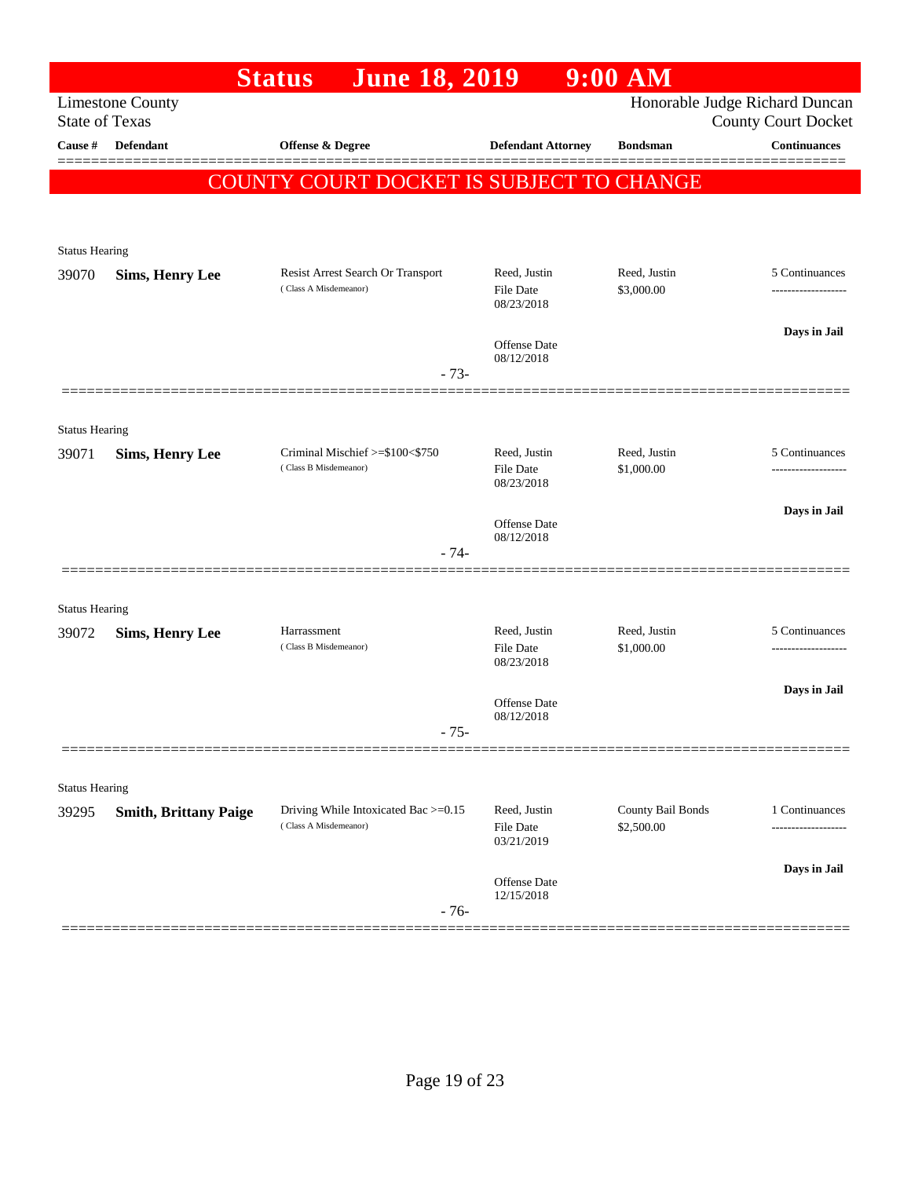# Status June 18, 2019 9:00 AM

Limestone County
State of Texas

Honorable Judge Richard Duncan
County Court Docket

**COUNTY COURT DOCKET IS SUBJECT TO CHANGE**

| Cause # | Defendant | Offense & Degree | Defendant Attorney | Bondsman | Continuances |
|---|---|---|---|---|---|
| Status Hearing | | | | | |
| 39070 | **Sims, Henry Lee** | Resist Arrest Search Or Transport (Class A Misdemeanor) | Reed, Justin<br>File Date 08/23/2018<br>Offense Date 08/12/2018 | Reed, Justin<br>$3,000.00 | 5 Continuances<br>**Days in Jail** |
| | | - 73- | | | |
| Status Hearing | | | | | |
| 39071 | **Sims, Henry Lee** | Criminal Mischief >=$100<$750 (Class B Misdemeanor) | Reed, Justin<br>File Date 08/23/2018<br>Offense Date 08/12/2018 | Reed, Justin<br>$1,000.00 | 5 Continuances<br>**Days in Jail** |
| | | - 74- | | | |
| Status Hearing | | | | | |
| 39072 | **Sims, Henry Lee** | Harrassment (Class B Misdemeanor) | Reed, Justin<br>File Date 08/23/2018<br>Offense Date 08/12/2018 | Reed, Justin<br>$1,000.00 | 5 Continuances<br>**Days in Jail** |
| | | - 75- | | | |
| Status Hearing | | | | | |
| 39295 | **Smith, Brittany Paige** | Driving While Intoxicated Bac >=0.15 (Class A Misdemeanor) | Reed, Justin<br>File Date 03/21/2019<br>Offense Date 12/15/2018 | County Bail Bonds<br>$2,500.00 | 1 Continuances<br>**Days in Jail** |
| | | - 76- | | | |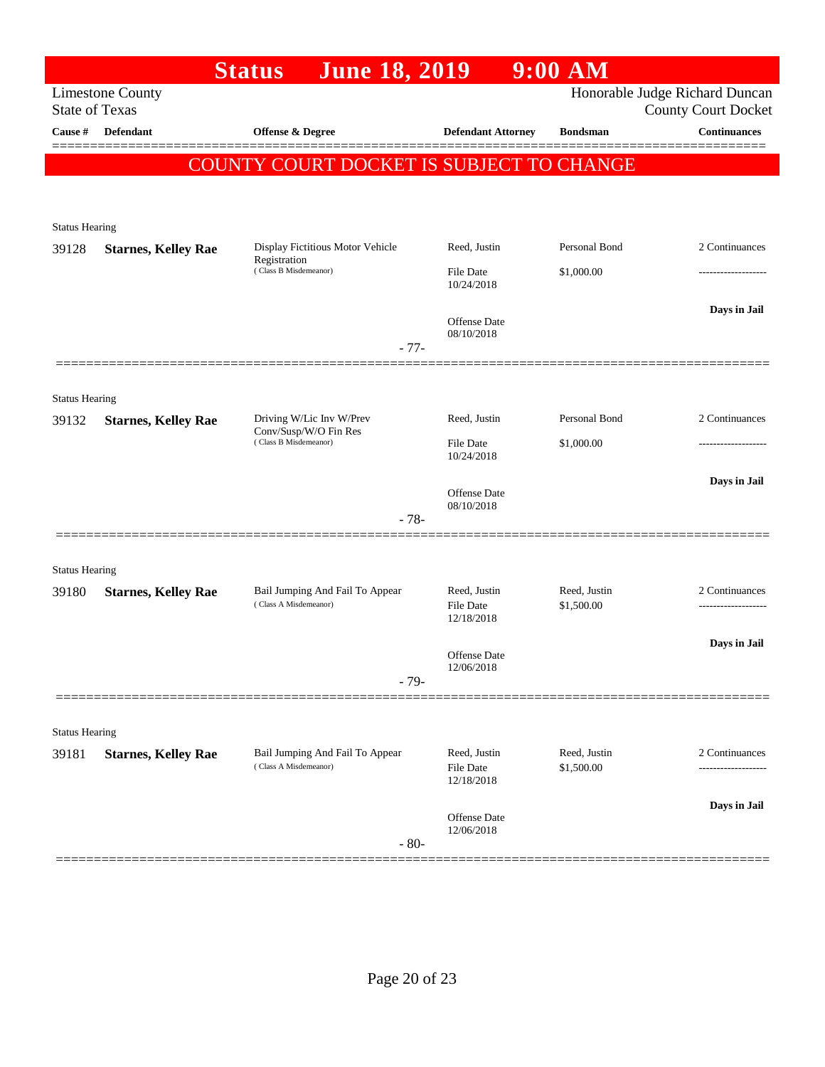# Status June 18, 2019 9:00 AM

Limestone County
State of Texas

Honorable Judge Richard Duncan
County Court Docket

| Cause # | Defendant | Offense & Degree | Defendant Attorney | Bondsman | Continuances |
|---|---|---|---|---|---|

**COUNTY COURT DOCKET IS SUBJECT TO CHANGE**

Status Hearing

| Cause # | Defendant | Offense & Degree | Defendant Attorney | Bondsman | Continuances |
|---|---|---|---|---|---|
| 39128 | **Starnes, Kelley Rae** | Display Fictitious Motor Vehicle Registration (Class B Misdemeanor) | Reed, Justin | Personal Bond | 2 Continuances |
| | | | File Date 10/24/2018 | $1,000.00 | ------------------- |
| | | | Offense Date 08/10/2018 | | **Days in Jail** |

- 77-

Status Hearing

| Cause # | Defendant | Offense & Degree | Defendant Attorney | Bondsman | Continuances |
|---|---|---|---|---|---|
| 39132 | **Starnes, Kelley Rae** | Driving W/Lic Inv W/Prev Conv/Susp/W/O Fin Res (Class B Misdemeanor) | Reed, Justin | Personal Bond | 2 Continuances |
| | | | File Date 10/24/2018 | $1,000.00 | ------------------- |
| | | | Offense Date 08/10/2018 | | **Days in Jail** |

- 78-

Status Hearing

| Cause # | Defendant | Offense & Degree | Defendant Attorney | Bondsman | Continuances |
|---|---|---|---|---|---|
| 39180 | **Starnes, Kelley Rae** | Bail Jumping And Fail To Appear (Class A Misdemeanor) | Reed, Justin | Reed, Justin | 2 Continuances |
| | | | File Date 12/18/2018 | $1,500.00 | ------------------- |
| | | | Offense Date 12/06/2018 | | **Days in Jail** |

- 79-

Status Hearing

| Cause # | Defendant | Offense & Degree | Defendant Attorney | Bondsman | Continuances |
|---|---|---|---|---|---|
| 39181 | **Starnes, Kelley Rae** | Bail Jumping And Fail To Appear (Class A Misdemeanor) | Reed, Justin | Reed, Justin | 2 Continuances |
| | | | File Date 12/18/2018 | $1,500.00 | ------------------- |
| | | | Offense Date 12/06/2018 | | **Days in Jail** |

- 80-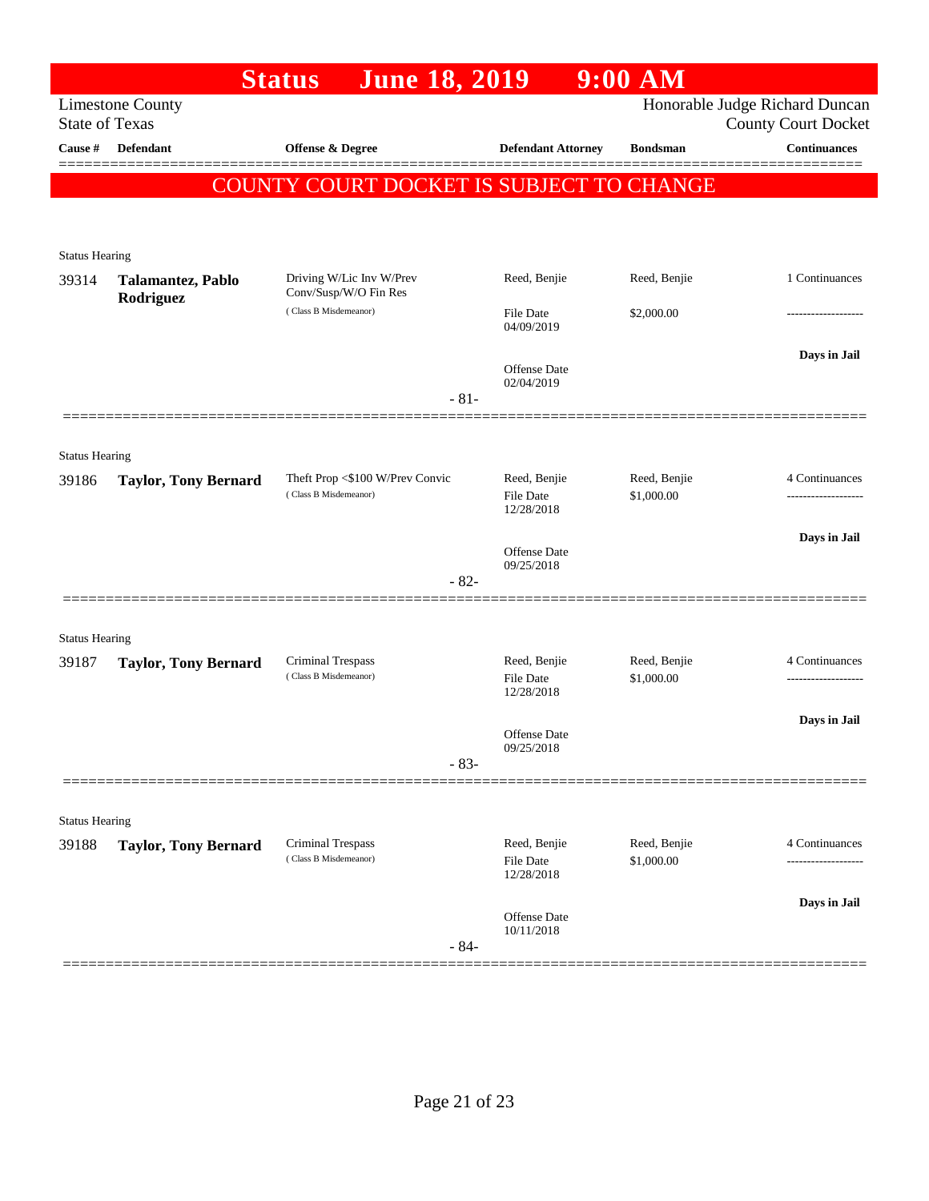# Status June 18, 2019 9:00 AM

Limestone County
State of Texas

Honorable Judge Richard Duncan
County Court Docket

**COUNTY COURT DOCKET IS SUBJECT TO CHANGE**

| Cause # | Defendant | Offense & Degree | Defendant Attorney | Bondsman | Continuances |
|---|---|---|---|---|---|
| Status Hearing | | | | | |
| 39314 | **Talamantez, Pablo Rodriguez** | Driving W/Lic Inv W/Prev Conv/Susp/W/O Fin Res (Class B Misdemeanor) | Reed, Benjie<br>File Date 04/09/2019<br>Offense Date 02/04/2019 | Reed, Benjie<br>$2,000.00 | 1 Continuances<br>-------------------<br>**Days in Jail** |
| | | | - 81- | | |
| Status Hearing | | | | | |
| 39186 | **Taylor, Tony Bernard** | Theft Prop <$100 W/Prev Convic (Class B Misdemeanor) | Reed, Benjie<br>File Date 12/28/2018<br>Offense Date 09/25/2018 | Reed, Benjie<br>$1,000.00 | 4 Continuances<br>-------------------<br>**Days in Jail** |
| | | | - 82- | | |
| Status Hearing | | | | | |
| 39187 | **Taylor, Tony Bernard** | Criminal Trespass (Class B Misdemeanor) | Reed, Benjie<br>File Date 12/28/2018<br>Offense Date 09/25/2018 | Reed, Benjie<br>$1,000.00 | 4 Continuances<br>-------------------<br>**Days in Jail** |
| | | | - 83- | | |
| Status Hearing | | | | | |
| 39188 | **Taylor, Tony Bernard** | Criminal Trespass (Class B Misdemeanor) | Reed, Benjie<br>File Date 12/28/2018<br>Offense Date 10/11/2018 | Reed, Benjie<br>$1,000.00 | 4 Continuances<br>-------------------<br>**Days in Jail** |
| | | | - 84- | | |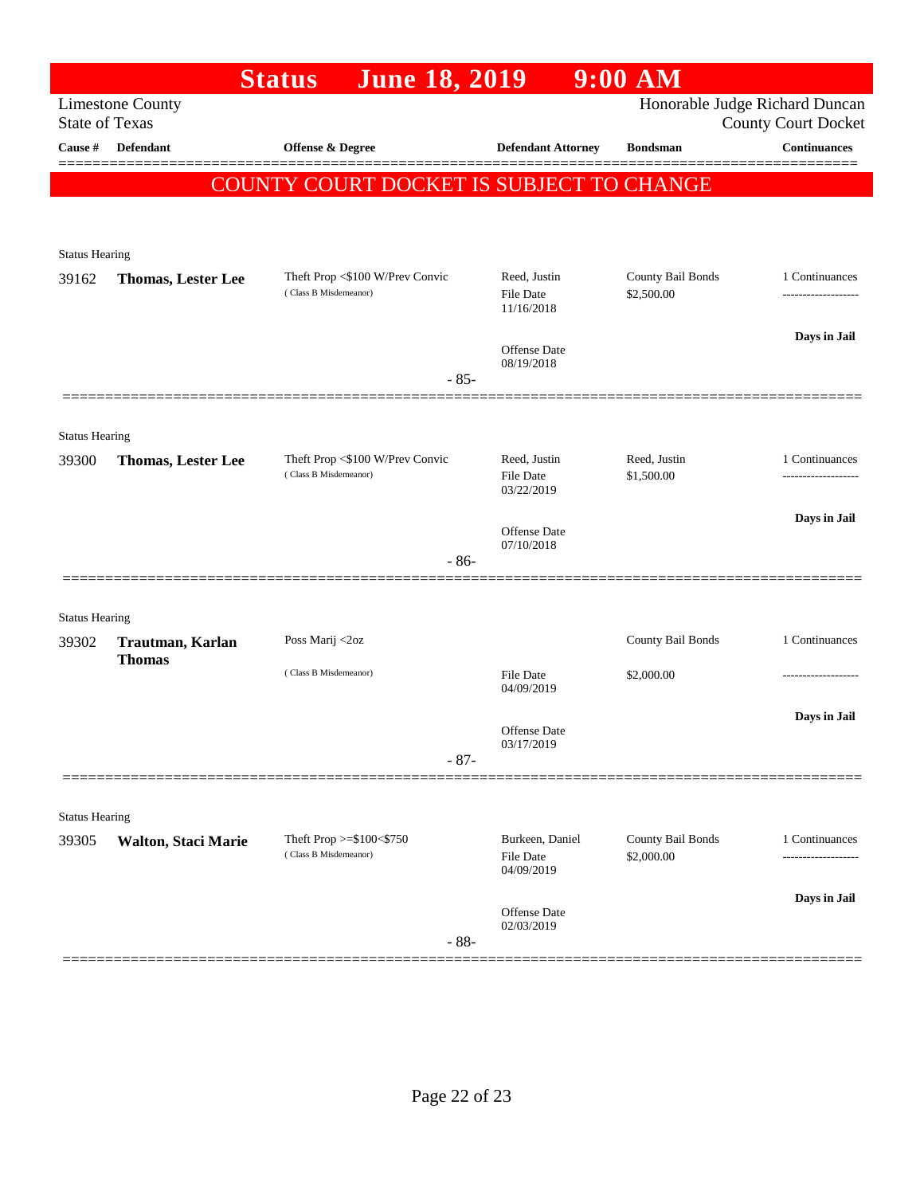# Status June 18, 2019 9:00 AM

Limestone County
State of Texas

Honorable Judge Richard Duncan
County Court Docket

**COUNTY COURT DOCKET IS SUBJECT TO CHANGE**

| Cause # | Defendant | Offense & Degree | Defendant Attorney | Bondsman | Continuances |
|---|---|---|---|---|---|
| Status Hearing | | | | | |
| 39162 | **Thomas, Lester Lee** | Theft Prop <$100 W/Prev Convic (Class B Misdemeanor) | Reed, Justin<br>File Date 11/16/2018<br>Offense Date 08/19/2018 | County Bail Bonds<br>$2,500.00 | 1 Continuances<br>**Days in Jail** |
| | | - 85- | | | |
| Status Hearing | | | | | |
| 39300 | **Thomas, Lester Lee** | Theft Prop <$100 W/Prev Convic (Class B Misdemeanor) | Reed, Justin<br>File Date 03/22/2019<br>Offense Date 07/10/2018 | Reed, Justin<br>$1,500.00 | 1 Continuances<br>**Days in Jail** |
| | | - 86- | | | |
| Status Hearing | | | | | |
| 39302 | **Trautman, Karlan Thomas** | Poss Marij <2oz (Class B Misdemeanor) | File Date 04/09/2019<br>Offense Date 03/17/2019 | County Bail Bonds<br>$2,000.00 | 1 Continuances<br>**Days in Jail** |
| | | - 87- | | | |
| Status Hearing | | | | | |
| 39305 | **Walton, Staci Marie** | Theft Prop >=$100<$750 (Class B Misdemeanor) | Burkeen, Daniel<br>File Date 04/09/2019<br>Offense Date 02/03/2019 | County Bail Bonds<br>$2,000.00 | 1 Continuances<br>**Days in Jail** |
| | | - 88- | | | |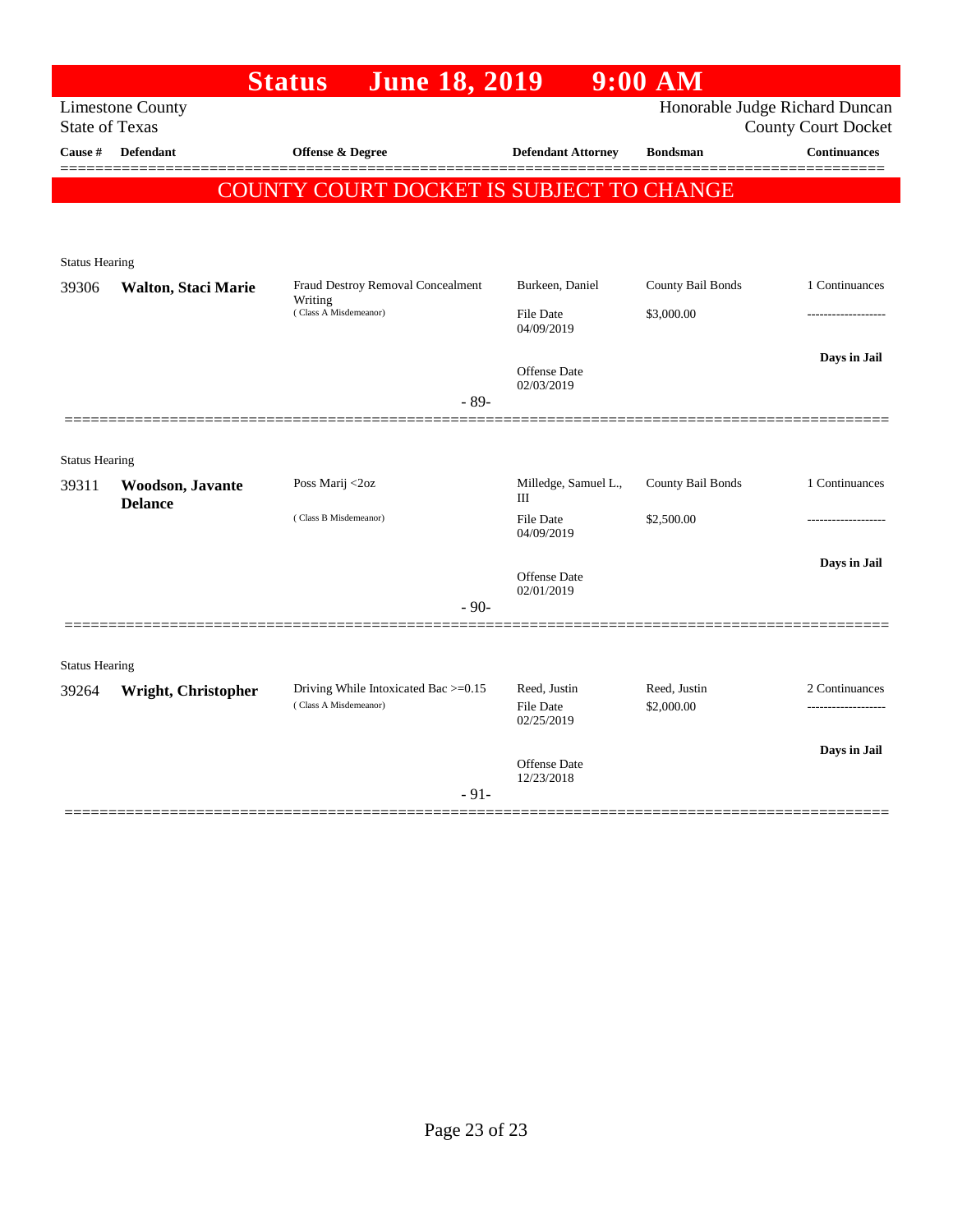# Status June 18, 2019 9:00 AM

Limestone County
State of Texas

Honorable Judge Richard Duncan
County Court Docket

**COUNTY COURT DOCKET IS SUBJECT TO CHANGE**

| Cause # | Defendant | Offense & Degree | Defendant Attorney | Bondsman | Continuances |
|---|---|---|---|---|---|
| Status Hearing | | | | | |
| 39306 | **Walton, Staci Marie** | Fraud Destroy Removal Concealment Writing (Class A Misdemeanor) | Burkeen, Daniel<br>File Date 04/09/2019<br>Offense Date 02/03/2019 | County Bail Bonds<br>$3,000.00 | 1 Continuances<br>-------------------<br>**Days in Jail** |
| | | - 89- | | | |
| Status Hearing | | | | | |
| 39311 | **Woodson, Javante Delance** | Poss Marij <2oz (Class B Misdemeanor) | Milledge, Samuel L., III<br>File Date 04/09/2019<br>Offense Date 02/01/2019 | County Bail Bonds<br>$2,500.00 | 1 Continuances<br>-------------------<br>**Days in Jail** |
| | | - 90- | | | |
| Status Hearing | | | | | |
| 39264 | **Wright, Christopher** | Driving While Intoxicated Bac >=0.15 (Class A Misdemeanor) | Reed, Justin<br>File Date 02/25/2019<br>Offense Date 12/23/2018 | Reed, Justin<br>$2,000.00 | 2 Continuances<br>-------------------<br>**Days in Jail** |
| | | - 91- | | | |